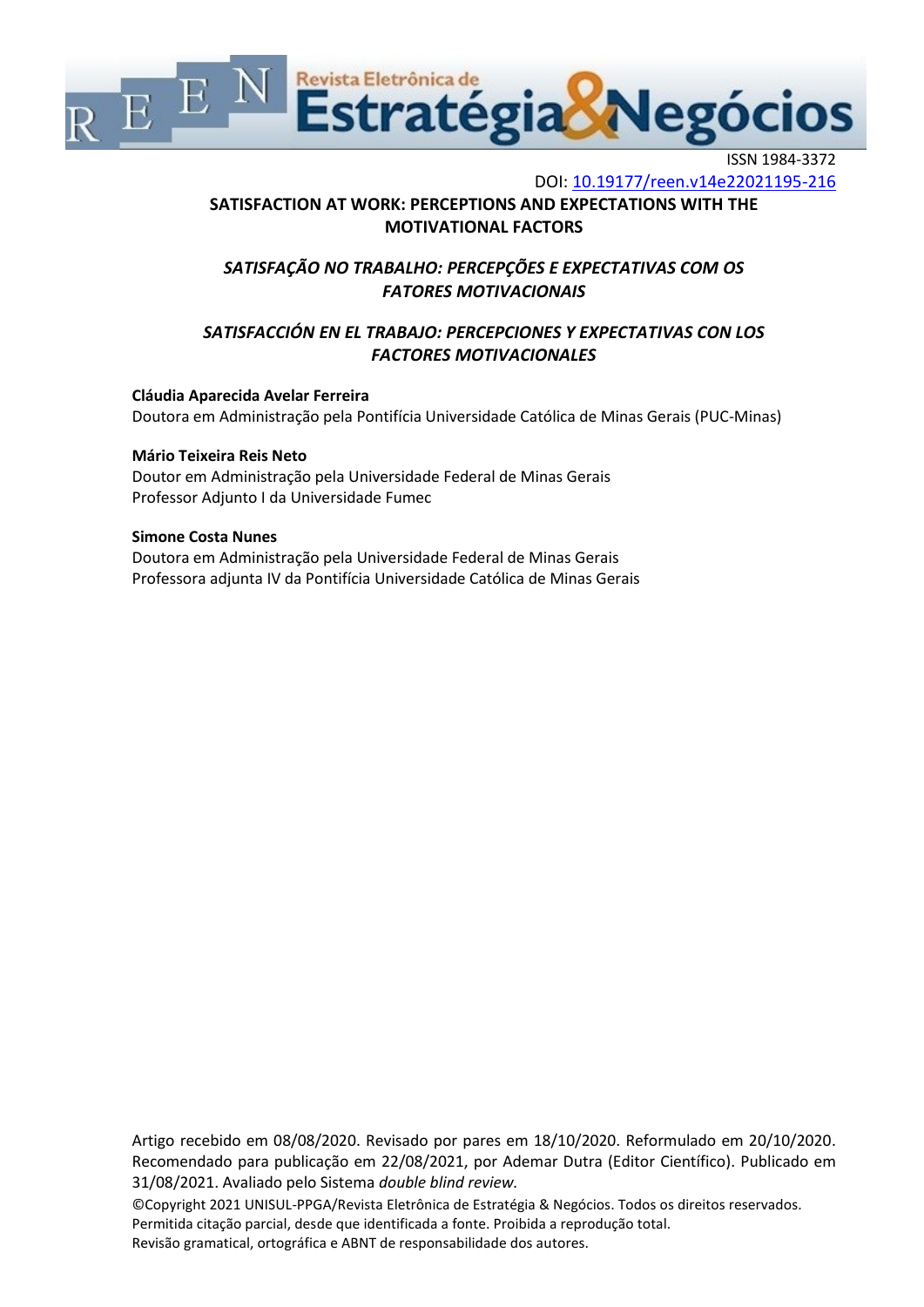ISSN 1984-3372

DOI: 10.19177/reen.v14e22021195-216

# SATISFACTION AT WORK: PERCEPTIONS AND EXPECTATIONS WITH THE MOTIVATIONAL FACTORS

## *SATISFAÇÃO NO TRABALHO: PERCEPÇÕES E EXPECTATIVAS COM OS FATORES MOTIVACIONAIS*

## *SATISFACCIÓN EN EL TRABAJO: PERCEPCIONES Y EXPECTATIVAS CON LOS FACTORES MOTIVACIONALES*

**Cláudia Aparecida Avelar Ferreira**
Doutora em Administração pela Pontifícia Universidade Católica de Minas Gerais (PUC-Minas)

**Mário Teixeira Reis Neto**
Doutor em Administração pela Universidade Federal de Minas Gerais
Professor Adjunto I da Universidade Fumec

**Simone Costa Nunes**
Doutora em Administração pela Universidade Federal de Minas Gerais
Professora adjunta IV da Pontifícia Universidade Católica de Minas Gerais

Artigo recebido em 08/08/2020. Revisado por pares em 18/10/2020. Reformulado em 20/10/2020. Recomendado para publicação em 22/08/2021, por Ademar Dutra (Editor Científico). Publicado em 31/08/2021. Avaliado pelo Sistema *double blind review.*

©Copyright 2021 UNISUL-PPGA/Revista Eletrônica de Estratégia & Negócios. Todos os direitos reservados.
Permitida citação parcial, desde que identificada a fonte. Proibida a reprodução total.
Revisão gramatical, ortográfica e ABNT de responsabilidade dos autores.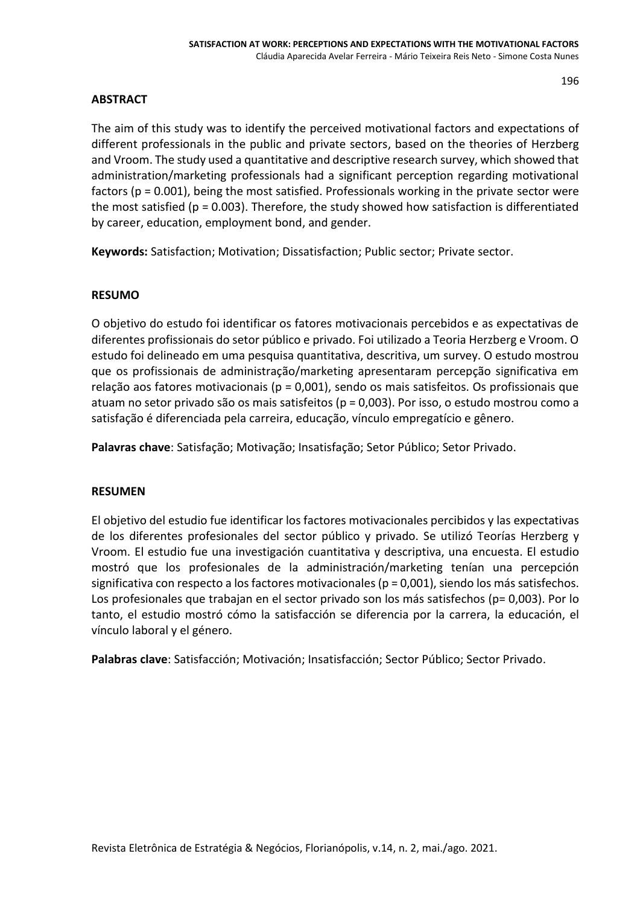## ABSTRACT

The aim of this study was to identify the perceived motivational factors and expectations of different professionals in the public and private sectors, based on the theories of Herzberg and Vroom. The study used a quantitative and descriptive research survey, which showed that administration/marketing professionals had a significant perception regarding motivational factors ($p = 0.001$), being the most satisfied. Professionals working in the private sector were the most satisfied ($p = 0.003$). Therefore, the study showed how satisfaction is differentiated by career, education, employment bond, and gender.

**Keywords:** Satisfaction; Motivation; Dissatisfaction; Public sector; Private sector.

## RESUMO

O objetivo do estudo foi identificar os fatores motivacionais percebidos e as expectativas de diferentes profissionais do setor público e privado. Foi utilizado a Teoria Herzberg e Vroom. O estudo foi delineado em uma pesquisa quantitativa, descritiva, um survey. O estudo mostrou que os profissionais de administração/marketing apresentaram percepção significativa em relação aos fatores motivacionais ($p = 0{,}001$), sendo os mais satisfeitos. Os profissionais que atuam no setor privado são os mais satisfeitos ($p = 0{,}003$). Por isso, o estudo mostrou como a satisfação é diferenciada pela carreira, educação, vínculo empregatício e gênero.

**Palavras chave**: Satisfação; Motivação; Insatisfação; Setor Público; Setor Privado.

## RESUMEN

El objetivo del estudio fue identificar los factores motivacionales percibidos y las expectativas de los diferentes profesionales del sector público y privado. Se utilizó Teorías Herzberg y Vroom. El estudio fue una investigación cuantitativa y descriptiva, una encuesta. El estudio mostró que los profesionales de la administración/marketing tenían una percepción significativa con respecto a los factores motivacionales ($p = 0{,}001$), siendo los más satisfechos. Los profesionales que trabajan en el sector privado son los más satisfechos ($p= 0{,}003$). Por lo tanto, el estudio mostró cómo la satisfacción se diferencia por la carrera, la educación, el vínculo laboral y el género.

**Palabras clave**: Satisfacción; Motivación; Insatisfacción; Sector Público; Sector Privado.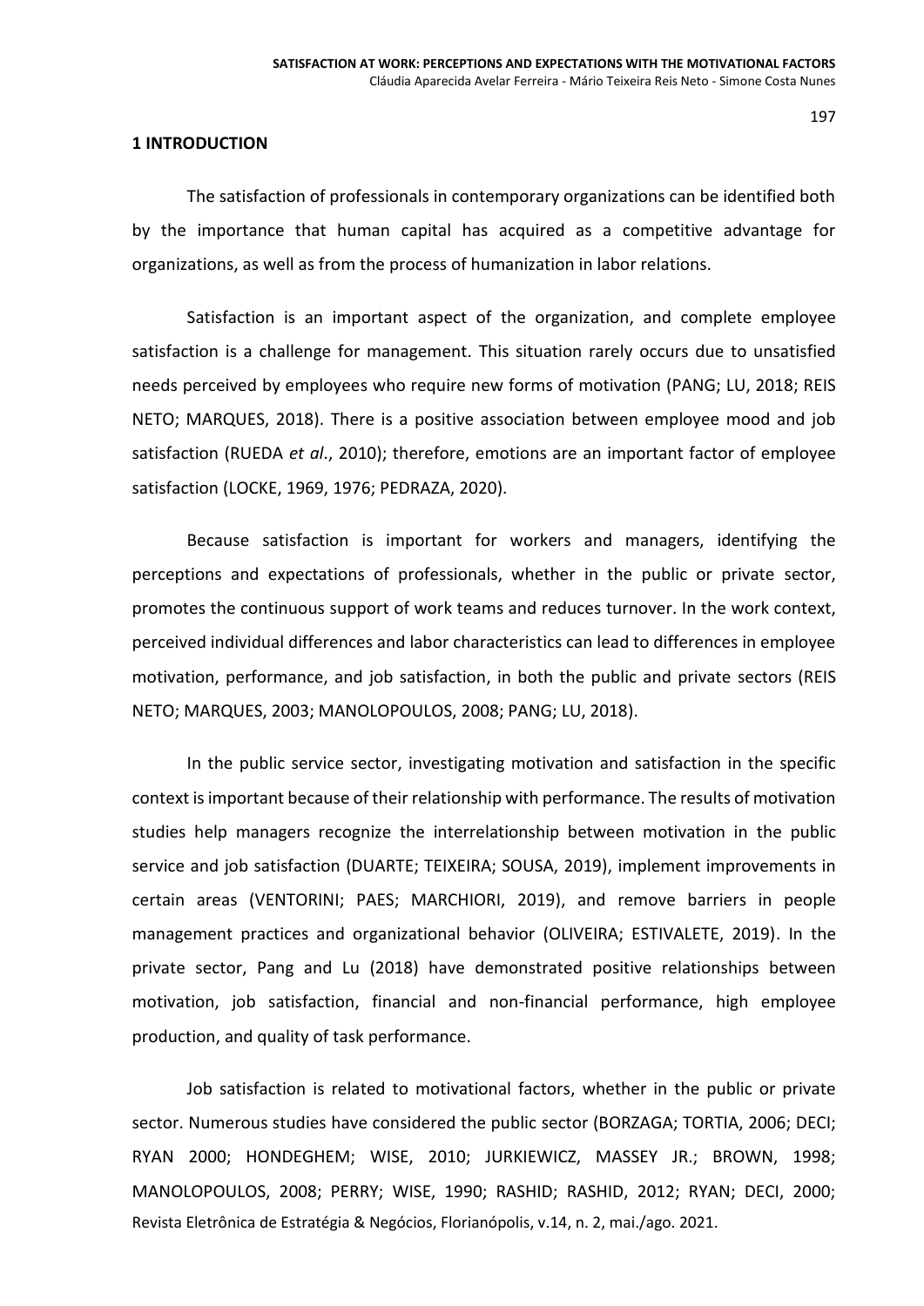## 1 INTRODUCTION

The satisfaction of professionals in contemporary organizations can be identified both by the importance that human capital has acquired as a competitive advantage for organizations, as well as from the process of humanization in labor relations.

Satisfaction is an important aspect of the organization, and complete employee satisfaction is a challenge for management. This situation rarely occurs due to unsatisfied needs perceived by employees who require new forms of motivation (PANG; LU, 2018; REIS NETO; MARQUES, 2018). There is a positive association between employee mood and job satisfaction (RUEDA *et al*., 2010); therefore, emotions are an important factor of employee satisfaction (LOCKE, 1969, 1976; PEDRAZA, 2020).

Because satisfaction is important for workers and managers, identifying the perceptions and expectations of professionals, whether in the public or private sector, promotes the continuous support of work teams and reduces turnover. In the work context, perceived individual differences and labor characteristics can lead to differences in employee motivation, performance, and job satisfaction, in both the public and private sectors (REIS NETO; MARQUES, 2003; MANOLOPOULOS, 2008; PANG; LU, 2018).

In the public service sector, investigating motivation and satisfaction in the specific context is important because of their relationship with performance. The results of motivation studies help managers recognize the interrelationship between motivation in the public service and job satisfaction (DUARTE; TEIXEIRA; SOUSA, 2019), implement improvements in certain areas (VENTORINI; PAES; MARCHIORI, 2019), and remove barriers in people management practices and organizational behavior (OLIVEIRA; ESTIVALETE, 2019). In the private sector, Pang and Lu (2018) have demonstrated positive relationships between motivation, job satisfaction, financial and non-financial performance, high employee production, and quality of task performance.

Job satisfaction is related to motivational factors, whether in the public or private sector. Numerous studies have considered the public sector (BORZAGA; TORTIA, 2006; DECI; RYAN 2000; HONDEGHEM; WISE, 2010; JURKIEWICZ, MASSEY JR.; BROWN, 1998; MANOLOPOULOS, 2008; PERRY; WISE, 1990; RASHID; RASHID, 2012; RYAN; DECI, 2000;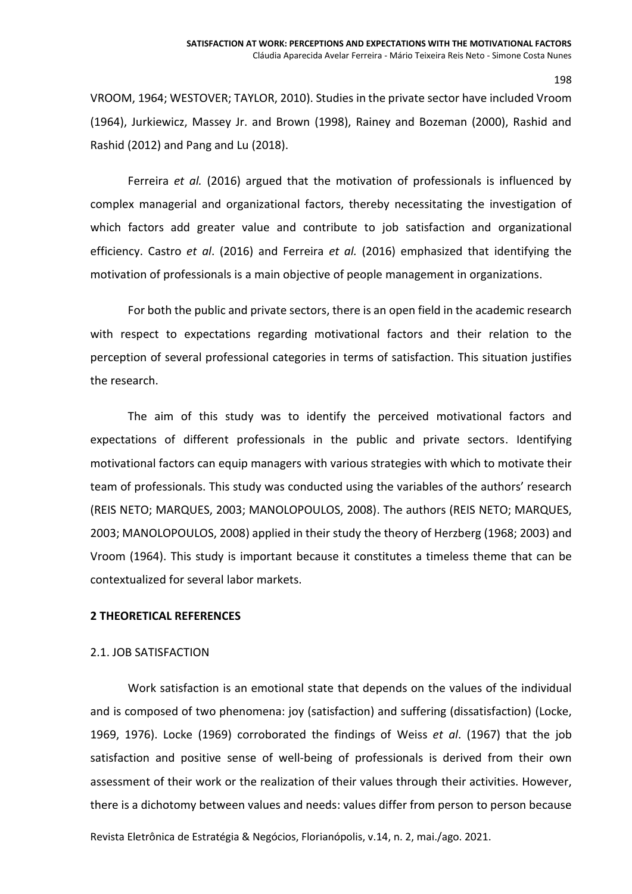VROOM, 1964; WESTOVER; TAYLOR, 2010). Studies in the private sector have included Vroom (1964), Jurkiewicz, Massey Jr. and Brown (1998), Rainey and Bozeman (2000), Rashid and Rashid (2012) and Pang and Lu (2018).

Ferreira *et al.* (2016) argued that the motivation of professionals is influenced by complex managerial and organizational factors, thereby necessitating the investigation of which factors add greater value and contribute to job satisfaction and organizational efficiency. Castro *et al*. (2016) and Ferreira *et al.* (2016) emphasized that identifying the motivation of professionals is a main objective of people management in organizations.

For both the public and private sectors, there is an open field in the academic research with respect to expectations regarding motivational factors and their relation to the perception of several professional categories in terms of satisfaction. This situation justifies the research.

The aim of this study was to identify the perceived motivational factors and expectations of different professionals in the public and private sectors. Identifying motivational factors can equip managers with various strategies with which to motivate their team of professionals. This study was conducted using the variables of the authors' research (REIS NETO; MARQUES, 2003; MANOLOPOULOS, 2008). The authors (REIS NETO; MARQUES, 2003; MANOLOPOULOS, 2008) applied in their study the theory of Herzberg (1968; 2003) and Vroom (1964). This study is important because it constitutes a timeless theme that can be contextualized for several labor markets.

## 2 THEORETICAL REFERENCES

### 2.1. JOB SATISFACTION

Work satisfaction is an emotional state that depends on the values of the individual and is composed of two phenomena: joy (satisfaction) and suffering (dissatisfaction) (Locke, 1969, 1976). Locke (1969) corroborated the findings of Weiss *et al*. (1967) that the job satisfaction and positive sense of well-being of professionals is derived from their own assessment of their work or the realization of their values through their activities. However, there is a dichotomy between values and needs: values differ from person to person because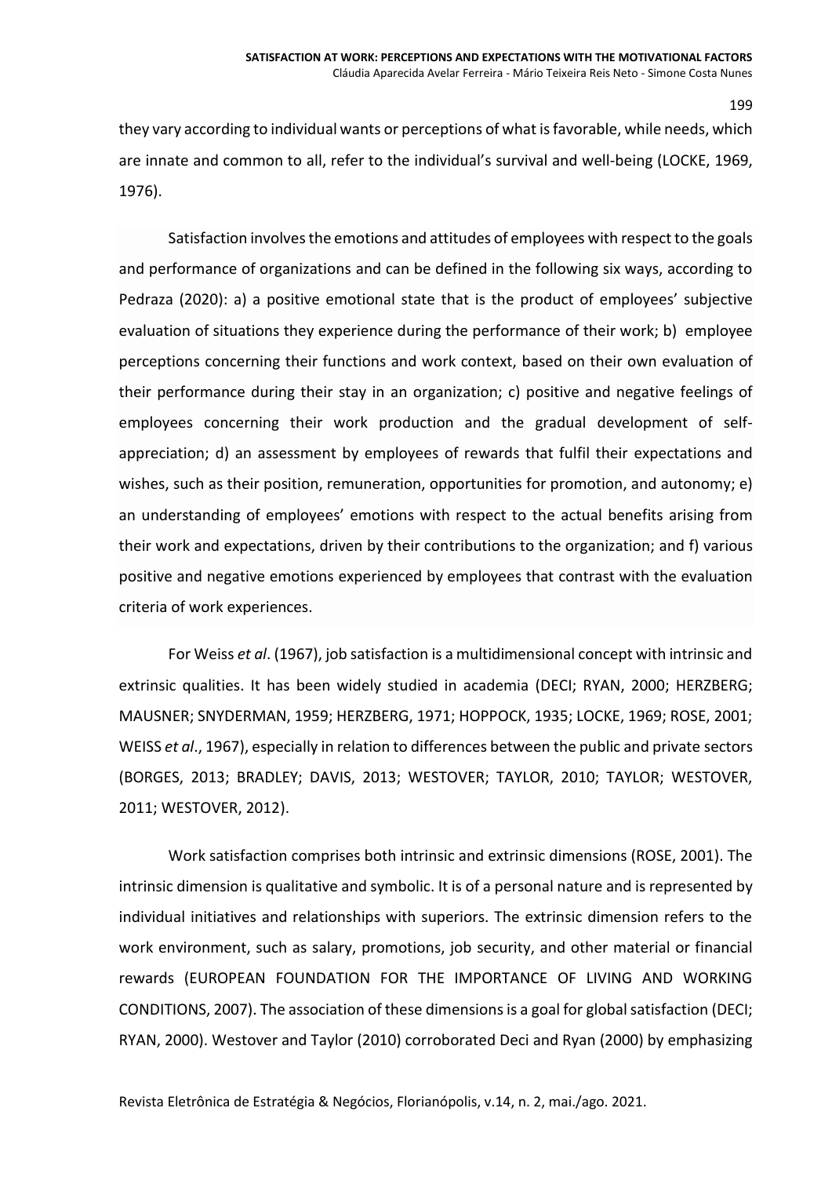they vary according to individual wants or perceptions of what is favorable, while needs, which are innate and common to all, refer to the individual's survival and well-being (LOCKE, 1969, 1976).

Satisfaction involves the emotions and attitudes of employees with respect to the goals and performance of organizations and can be defined in the following six ways, according to Pedraza (2020): a) a positive emotional state that is the product of employees' subjective evaluation of situations they experience during the performance of their work; b) employee perceptions concerning their functions and work context, based on their own evaluation of their performance during their stay in an organization; c) positive and negative feelings of employees concerning their work production and the gradual development of self-appreciation; d) an assessment by employees of rewards that fulfil their expectations and wishes, such as their position, remuneration, opportunities for promotion, and autonomy; e) an understanding of employees' emotions with respect to the actual benefits arising from their work and expectations, driven by their contributions to the organization; and f) various positive and negative emotions experienced by employees that contrast with the evaluation criteria of work experiences.

For Weiss *et al*. (1967), job satisfaction is a multidimensional concept with intrinsic and extrinsic qualities. It has been widely studied in academia (DECI; RYAN, 2000; HERZBERG; MAUSNER; SNYDERMAN, 1959; HERZBERG, 1971; HOPPOCK, 1935; LOCKE, 1969; ROSE, 2001; WEISS *et al*., 1967), especially in relation to differences between the public and private sectors (BORGES, 2013; BRADLEY; DAVIS, 2013; WESTOVER; TAYLOR, 2010; TAYLOR; WESTOVER, 2011; WESTOVER, 2012).

Work satisfaction comprises both intrinsic and extrinsic dimensions (ROSE, 2001). The intrinsic dimension is qualitative and symbolic. It is of a personal nature and is represented by individual initiatives and relationships with superiors. The extrinsic dimension refers to the work environment, such as salary, promotions, job security, and other material or financial rewards (EUROPEAN FOUNDATION FOR THE IMPORTANCE OF LIVING AND WORKING CONDITIONS, 2007). The association of these dimensions is a goal for global satisfaction (DECI; RYAN, 2000). Westover and Taylor (2010) corroborated Deci and Ryan (2000) by emphasizing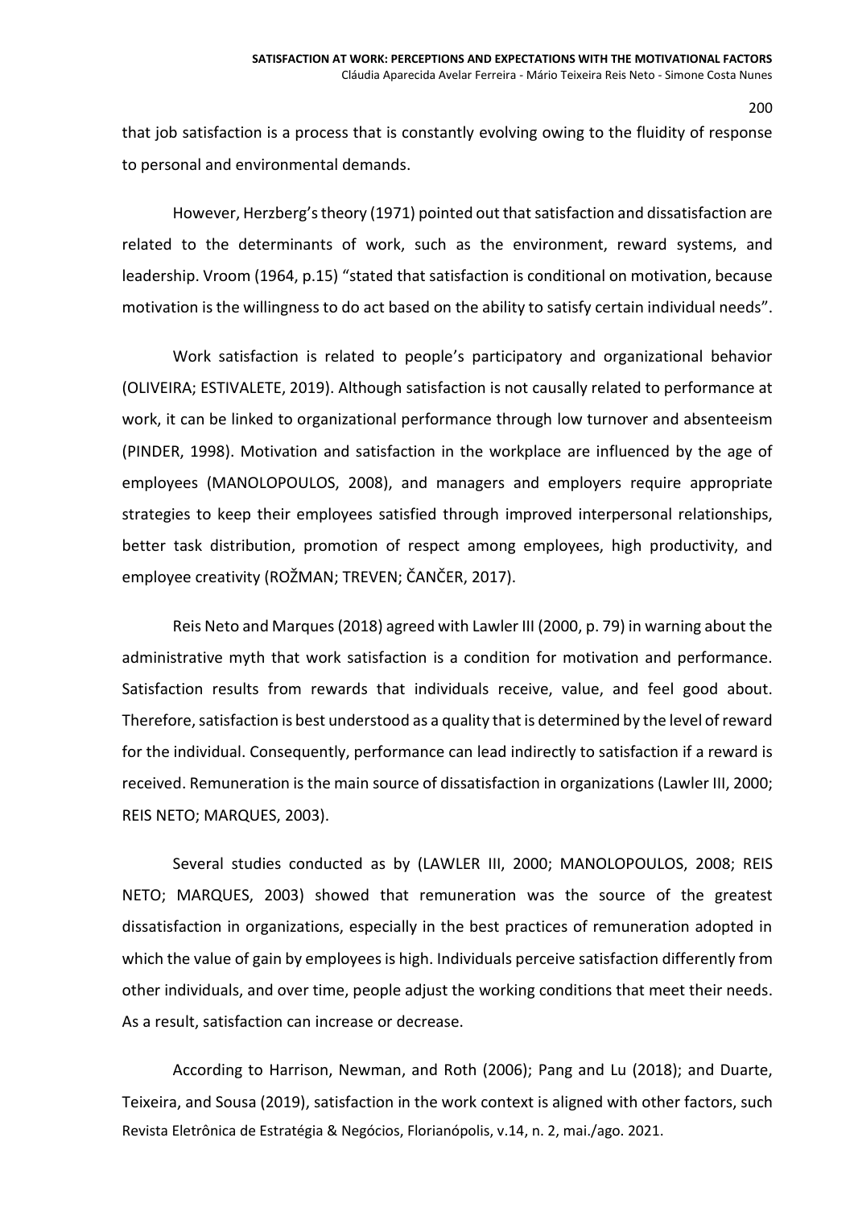that job satisfaction is a process that is constantly evolving owing to the fluidity of response to personal and environmental demands.

However, Herzberg's theory (1971) pointed out that satisfaction and dissatisfaction are related to the determinants of work, such as the environment, reward systems, and leadership. Vroom (1964, p.15) "stated that satisfaction is conditional on motivation, because motivation is the willingness to do act based on the ability to satisfy certain individual needs".

Work satisfaction is related to people's participatory and organizational behavior (OLIVEIRA; ESTIVALETE, 2019). Although satisfaction is not causally related to performance at work, it can be linked to organizational performance through low turnover and absenteeism (PINDER, 1998). Motivation and satisfaction in the workplace are influenced by the age of employees (MANOLOPOULOS, 2008), and managers and employers require appropriate strategies to keep their employees satisfied through improved interpersonal relationships, better task distribution, promotion of respect among employees, high productivity, and employee creativity (ROŽMAN; TREVEN; ČANČER, 2017).

Reis Neto and Marques (2018) agreed with Lawler III (2000, p. 79) in warning about the administrative myth that work satisfaction is a condition for motivation and performance. Satisfaction results from rewards that individuals receive, value, and feel good about. Therefore, satisfaction is best understood as a quality that is determined by the level of reward for the individual. Consequently, performance can lead indirectly to satisfaction if a reward is received. Remuneration is the main source of dissatisfaction in organizations (Lawler III, 2000; REIS NETO; MARQUES, 2003).

Several studies conducted as by (LAWLER III, 2000; MANOLOPOULOS, 2008; REIS NETO; MARQUES, 2003) showed that remuneration was the source of the greatest dissatisfaction in organizations, especially in the best practices of remuneration adopted in which the value of gain by employees is high. Individuals perceive satisfaction differently from other individuals, and over time, people adjust the working conditions that meet their needs. As a result, satisfaction can increase or decrease.

According to Harrison, Newman, and Roth (2006); Pang and Lu (2018); and Duarte, Teixeira, and Sousa (2019), satisfaction in the work context is aligned with other factors, such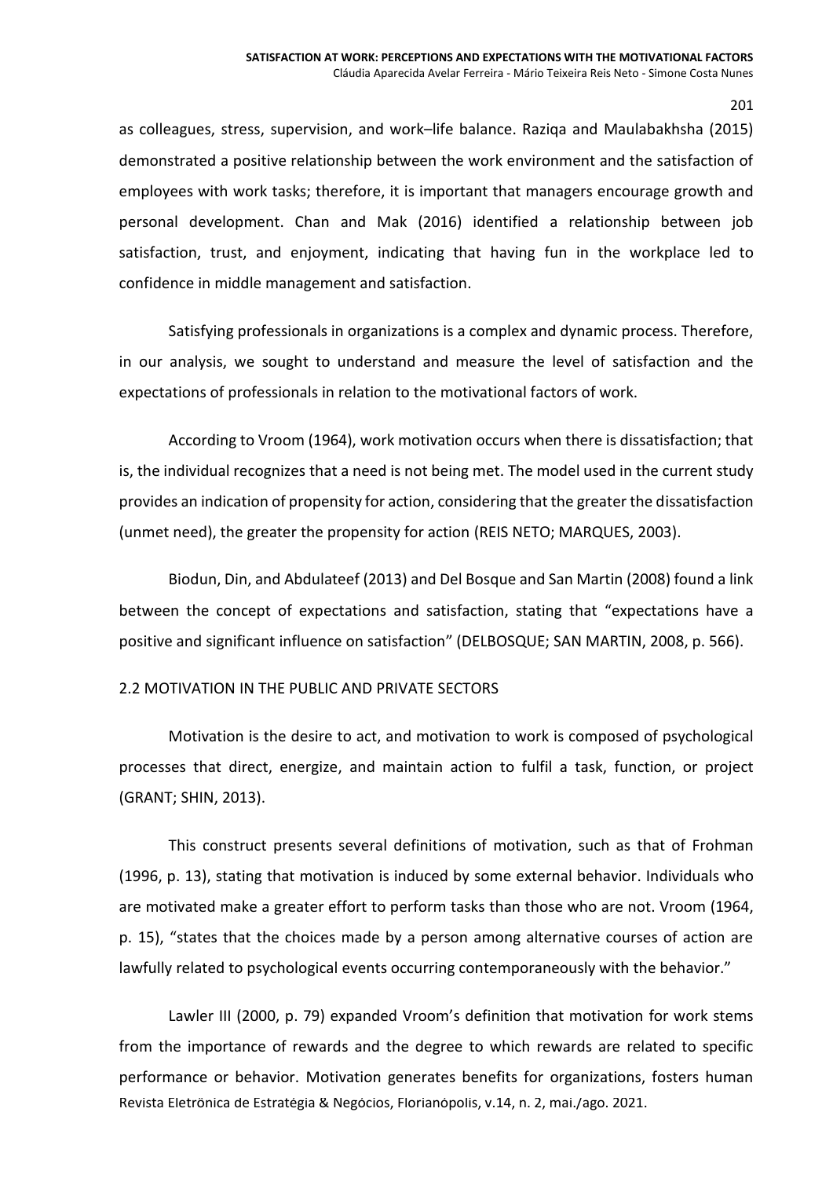as colleagues, stress, supervision, and work–life balance. Raziqa and Maulabakhsha (2015) demonstrated a positive relationship between the work environment and the satisfaction of employees with work tasks; therefore, it is important that managers encourage growth and personal development. Chan and Mak (2016) identified a relationship between job satisfaction, trust, and enjoyment, indicating that having fun in the workplace led to confidence in middle management and satisfaction.

Satisfying professionals in organizations is a complex and dynamic process. Therefore, in our analysis, we sought to understand and measure the level of satisfaction and the expectations of professionals in relation to the motivational factors of work.

According to Vroom (1964), work motivation occurs when there is dissatisfaction; that is, the individual recognizes that a need is not being met. The model used in the current study provides an indication of propensity for action, considering that the greater the dissatisfaction (unmet need), the greater the propensity for action (REIS NETO; MARQUES, 2003).

Biodun, Din, and Abdulateef (2013) and Del Bosque and San Martin (2008) found a link between the concept of expectations and satisfaction, stating that "expectations have a positive and significant influence on satisfaction" (DELBOSQUE; SAN MARTIN, 2008, p. 566).

## 2.2 MOTIVATION IN THE PUBLIC AND PRIVATE SECTORS

Motivation is the desire to act, and motivation to work is composed of psychological processes that direct, energize, and maintain action to fulfil a task, function, or project (GRANT; SHIN, 2013).

This construct presents several definitions of motivation, such as that of Frohman (1996, p. 13), stating that motivation is induced by some external behavior. Individuals who are motivated make a greater effort to perform tasks than those who are not. Vroom (1964, p. 15), "states that the choices made by a person among alternative courses of action are lawfully related to psychological events occurring contemporaneously with the behavior."

Lawler III (2000, p. 79) expanded Vroom's definition that motivation for work stems from the importance of rewards and the degree to which rewards are related to specific performance or behavior. Motivation generates benefits for organizations, fosters human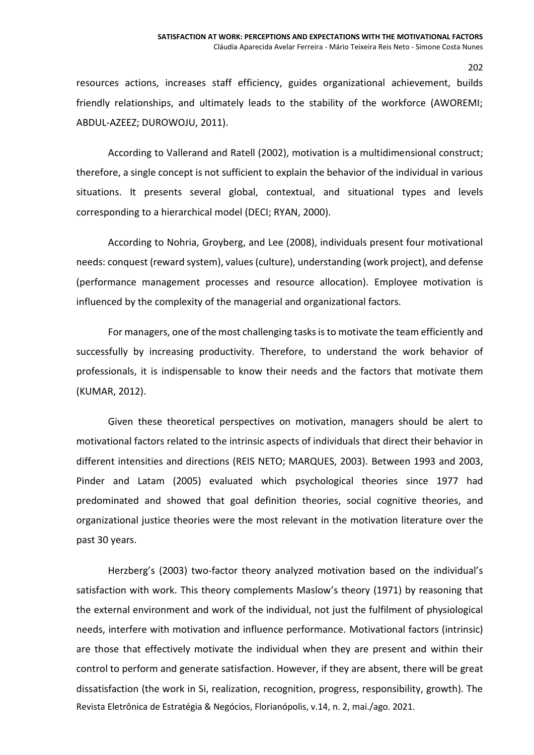resources actions, increases staff efficiency, guides organizational achievement, builds friendly relationships, and ultimately leads to the stability of the workforce (AWOREMI; ABDUL-AZEEZ; DUROWOJU, 2011).

According to Vallerand and Ratell (2002), motivation is a multidimensional construct; therefore, a single concept is not sufficient to explain the behavior of the individual in various situations. It presents several global, contextual, and situational types and levels corresponding to a hierarchical model (DECI; RYAN, 2000).

According to Nohria, Groyberg, and Lee (2008), individuals present four motivational needs: conquest (reward system), values (culture), understanding (work project), and defense (performance management processes and resource allocation). Employee motivation is influenced by the complexity of the managerial and organizational factors.

For managers, one of the most challenging tasks is to motivate the team efficiently and successfully by increasing productivity. Therefore, to understand the work behavior of professionals, it is indispensable to know their needs and the factors that motivate them (KUMAR, 2012).

Given these theoretical perspectives on motivation, managers should be alert to motivational factors related to the intrinsic aspects of individuals that direct their behavior in different intensities and directions (REIS NETO; MARQUES, 2003). Between 1993 and 2003, Pinder and Latam (2005) evaluated which psychological theories since 1977 had predominated and showed that goal definition theories, social cognitive theories, and organizational justice theories were the most relevant in the motivation literature over the past 30 years.

Herzberg's (2003) two-factor theory analyzed motivation based on the individual's satisfaction with work. This theory complements Maslow's theory (1971) by reasoning that the external environment and work of the individual, not just the fulfilment of physiological needs, interfere with motivation and influence performance. Motivational factors (intrinsic) are those that effectively motivate the individual when they are present and within their control to perform and generate satisfaction. However, if they are absent, there will be great dissatisfaction (the work in Si, realization, recognition, progress, responsibility, growth). The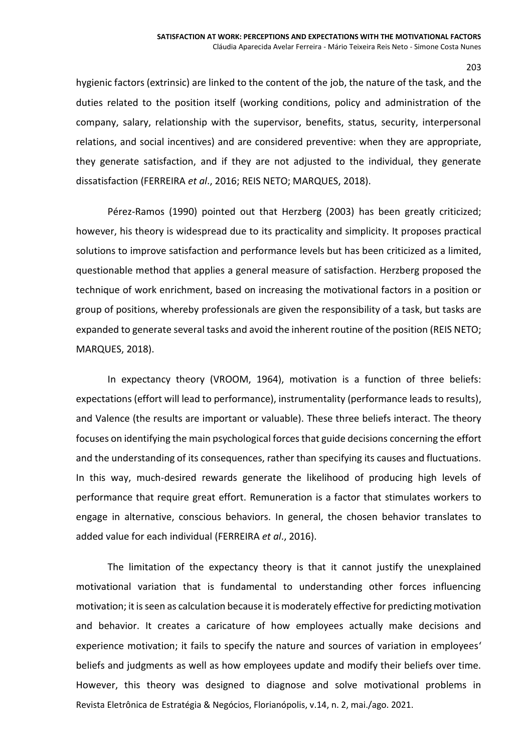hygienic factors (extrinsic) are linked to the content of the job, the nature of the task, and the duties related to the position itself (working conditions, policy and administration of the company, salary, relationship with the supervisor, benefits, status, security, interpersonal relations, and social incentives) and are considered preventive: when they are appropriate, they generate satisfaction, and if they are not adjusted to the individual, they generate dissatisfaction (FERREIRA *et al*., 2016; REIS NETO; MARQUES, 2018).

Pérez-Ramos (1990) pointed out that Herzberg (2003) has been greatly criticized; however, his theory is widespread due to its practicality and simplicity. It proposes practical solutions to improve satisfaction and performance levels but has been criticized as a limited, questionable method that applies a general measure of satisfaction. Herzberg proposed the technique of work enrichment, based on increasing the motivational factors in a position or group of positions, whereby professionals are given the responsibility of a task, but tasks are expanded to generate several tasks and avoid the inherent routine of the position (REIS NETO; MARQUES, 2018).

In expectancy theory (VROOM, 1964), motivation is a function of three beliefs: expectations (effort will lead to performance), instrumentality (performance leads to results), and Valence (the results are important or valuable). These three beliefs interact. The theory focuses on identifying the main psychological forces that guide decisions concerning the effort and the understanding of its consequences, rather than specifying its causes and fluctuations. In this way, much-desired rewards generate the likelihood of producing high levels of performance that require great effort. Remuneration is a factor that stimulates workers to engage in alternative, conscious behaviors. In general, the chosen behavior translates to added value for each individual (FERREIRA *et al*., 2016).

The limitation of the expectancy theory is that it cannot justify the unexplained motivational variation that is fundamental to understanding other forces influencing motivation; it is seen as calculation because it is moderately effective for predicting motivation and behavior. It creates a caricature of how employees actually make decisions and experience motivation; it fails to specify the nature and sources of variation in employees' beliefs and judgments as well as how employees update and modify their beliefs over time. However, this theory was designed to diagnose and solve motivational problems in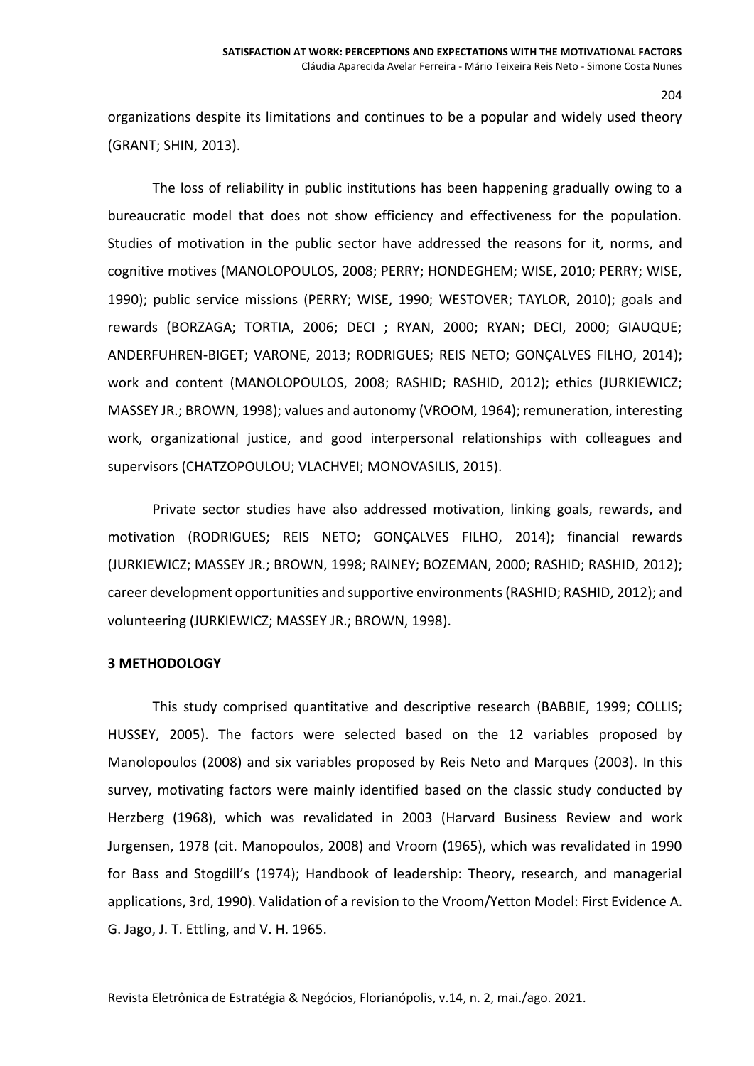organizations despite its limitations and continues to be a popular and widely used theory (GRANT; SHIN, 2013).

The loss of reliability in public institutions has been happening gradually owing to a bureaucratic model that does not show efficiency and effectiveness for the population. Studies of motivation in the public sector have addressed the reasons for it, norms, and cognitive motives (MANOLOPOULOS, 2008; PERRY; HONDEGHEM; WISE, 2010; PERRY; WISE, 1990); public service missions (PERRY; WISE, 1990; WESTOVER; TAYLOR, 2010); goals and rewards (BORZAGA; TORTIA, 2006; DECI ; RYAN, 2000; RYAN; DECI, 2000; GIAUQUE; ANDERFUHREN-BIGET; VARONE, 2013; RODRIGUES; REIS NETO; GONÇALVES FILHO, 2014); work and content (MANOLOPOULOS, 2008; RASHID; RASHID, 2012); ethics (JURKIEWICZ; MASSEY JR.; BROWN, 1998); values and autonomy (VROOM, 1964); remuneration, interesting work, organizational justice, and good interpersonal relationships with colleagues and supervisors (CHATZOPOULOU; VLACHVEI; MONOVASILIS, 2015).

Private sector studies have also addressed motivation, linking goals, rewards, and motivation (RODRIGUES; REIS NETO; GONÇALVES FILHO, 2014); financial rewards (JURKIEWICZ; MASSEY JR.; BROWN, 1998; RAINEY; BOZEMAN, 2000; RASHID; RASHID, 2012); career development opportunities and supportive environments (RASHID; RASHID, 2012); and volunteering (JURKIEWICZ; MASSEY JR.; BROWN, 1998).

## 3 METHODOLOGY

This study comprised quantitative and descriptive research (BABBIE, 1999; COLLIS; HUSSEY, 2005). The factors were selected based on the 12 variables proposed by Manolopoulos (2008) and six variables proposed by Reis Neto and Marques (2003). In this survey, motivating factors were mainly identified based on the classic study conducted by Herzberg (1968), which was revalidated in 2003 (Harvard Business Review and work Jurgensen, 1978 (cit. Manopoulos, 2008) and Vroom (1965), which was revalidated in 1990 for Bass and Stogdill's (1974); Handbook of leadership: Theory, research, and managerial applications, 3rd, 1990). Validation of a revision to the Vroom/Yetton Model: First Evidence A. G. Jago, J. T. Ettling, and V. H. 1965.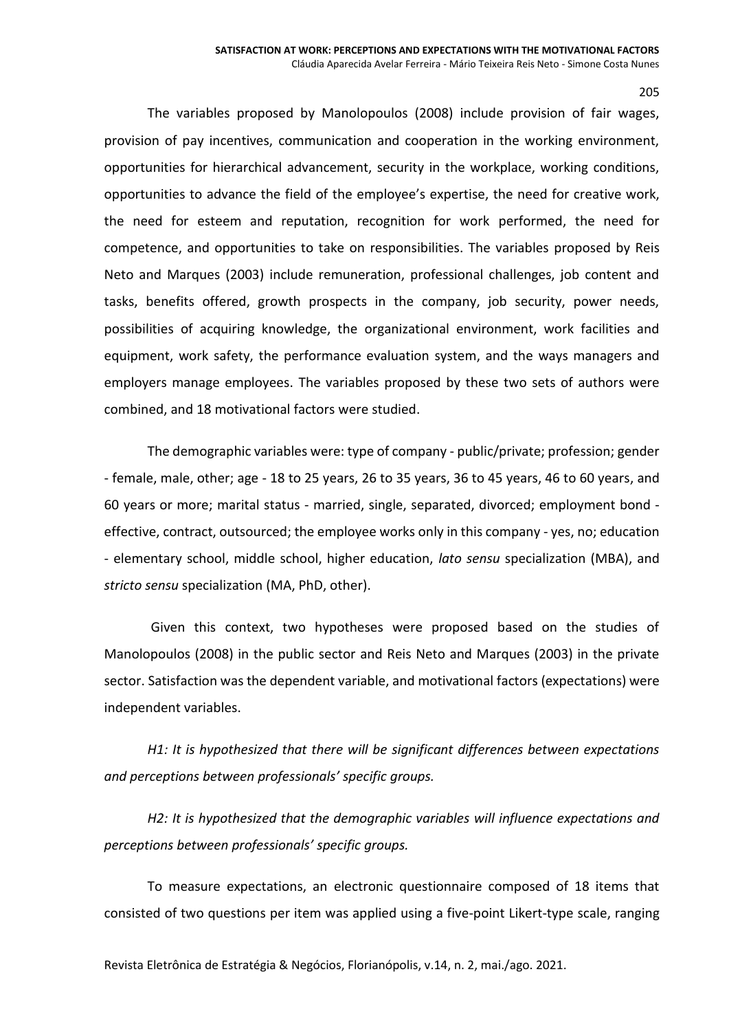The variables proposed by Manolopoulos (2008) include provision of fair wages, provision of pay incentives, communication and cooperation in the working environment, opportunities for hierarchical advancement, security in the workplace, working conditions, opportunities to advance the field of the employee's expertise, the need for creative work, the need for esteem and reputation, recognition for work performed, the need for competence, and opportunities to take on responsibilities. The variables proposed by Reis Neto and Marques (2003) include remuneration, professional challenges, job content and tasks, benefits offered, growth prospects in the company, job security, power needs, possibilities of acquiring knowledge, the organizational environment, work facilities and equipment, work safety, the performance evaluation system, and the ways managers and employers manage employees. The variables proposed by these two sets of authors were combined, and 18 motivational factors were studied.

The demographic variables were: type of company - public/private; profession; gender - female, male, other; age - 18 to 25 years, 26 to 35 years, 36 to 45 years, 46 to 60 years, and 60 years or more; marital status - married, single, separated, divorced; employment bond - effective, contract, outsourced; the employee works only in this company - yes, no; education - elementary school, middle school, higher education, *lato sensu* specialization (MBA), and *stricto sensu* specialization (MA, PhD, other).

Given this context, two hypotheses were proposed based on the studies of Manolopoulos (2008) in the public sector and Reis Neto and Marques (2003) in the private sector. Satisfaction was the dependent variable, and motivational factors (expectations) were independent variables.

*H1: It is hypothesized that there will be significant differences between expectations and perceptions between professionals' specific groups.*

*H2: It is hypothesized that the demographic variables will influence expectations and perceptions between professionals' specific groups.*

To measure expectations, an electronic questionnaire composed of 18 items that consisted of two questions per item was applied using a five-point Likert-type scale, ranging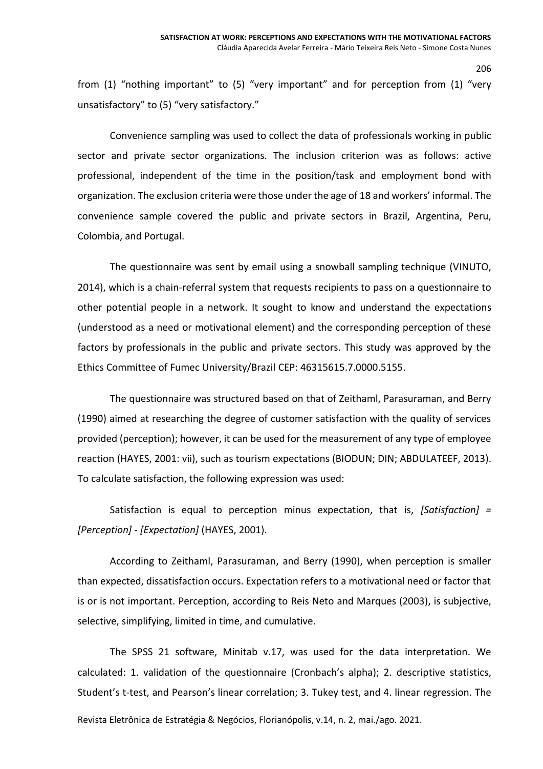from (1) “nothing important” to (5) “very important” and for perception from (1) “very unsatisfactory” to (5) “very satisfactory.”

Convenience sampling was used to collect the data of professionals working in public sector and private sector organizations. The inclusion criterion was as follows: active professional, independent of the time in the position/task and employment bond with organization. The exclusion criteria were those under the age of 18 and workers’ informal. The convenience sample covered the public and private sectors in Brazil, Argentina, Peru, Colombia, and Portugal.

The questionnaire was sent by email using a snowball sampling technique (VINUTO, 2014), which is a chain-referral system that requests recipients to pass on a questionnaire to other potential people in a network. It sought to know and understand the expectations (understood as a need or motivational element) and the corresponding perception of these factors by professionals in the public and private sectors. This study was approved by the Ethics Committee of Fumec University/Brazil CEP: 46315615.7.0000.5155.

The questionnaire was structured based on that of Zeithaml, Parasuraman, and Berry (1990) aimed at researching the degree of customer satisfaction with the quality of services provided (perception); however, it can be used for the measurement of any type of employee reaction (HAYES, 2001: vii), such as tourism expectations (BIODUN; DIN; ABDULATEEF, 2013). To calculate satisfaction, the following expression was used:

Satisfaction is equal to perception minus expectation, that is, *[Satisfaction] = [Perception] - [Expectation]* (HAYES, 2001).

According to Zeithaml, Parasuraman, and Berry (1990), when perception is smaller than expected, dissatisfaction occurs. Expectation refers to a motivational need or factor that is or is not important. Perception, according to Reis Neto and Marques (2003), is subjective, selective, simplifying, limited in time, and cumulative.

The SPSS 21 software, Minitab v.17, was used for the data interpretation. We calculated: 1. validation of the questionnaire (Cronbach’s alpha); 2. descriptive statistics, Student’s t-test, and Pearson’s linear correlation; 3. Tukey test, and 4. linear regression. The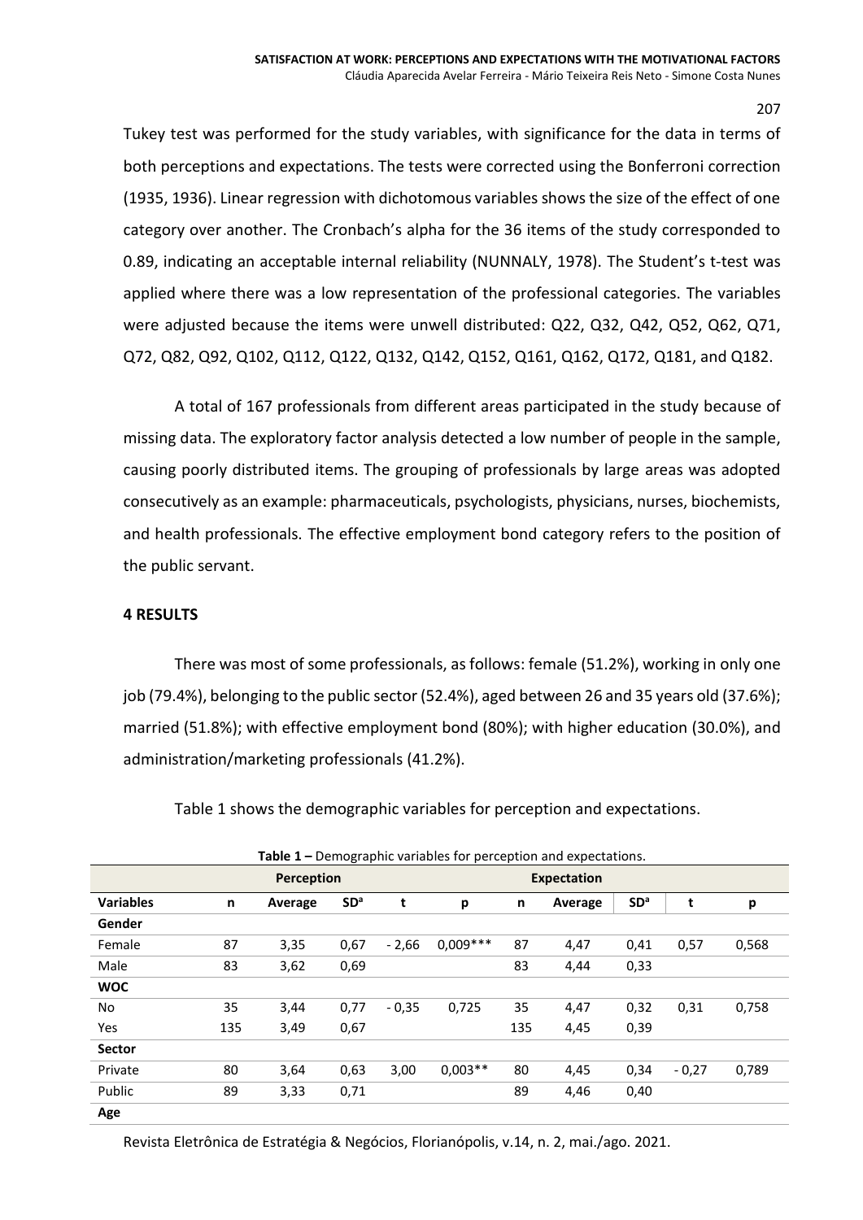Tukey test was performed for the study variables, with significance for the data in terms of both perceptions and expectations. The tests were corrected using the Bonferroni correction (1935, 1936). Linear regression with dichotomous variables shows the size of the effect of one category over another. The Cronbach's alpha for the 36 items of the study corresponded to 0.89, indicating an acceptable internal reliability (NUNNALY, 1978). The Student's t-test was applied where there was a low representation of the professional categories. The variables were adjusted because the items were unwell distributed: Q22, Q32, Q42, Q52, Q62, Q71, Q72, Q82, Q92, Q102, Q112, Q122, Q132, Q142, Q152, Q161, Q162, Q172, Q181, and Q182.

A total of 167 professionals from different areas participated in the study because of missing data. The exploratory factor analysis detected a low number of people in the sample, causing poorly distributed items. The grouping of professionals by large areas was adopted consecutively as an example: pharmaceuticals, psychologists, physicians, nurses, biochemists, and health professionals. The effective employment bond category refers to the position of the public servant.

## 4 RESULTS

There was most of some professionals, as follows: female (51.2%), working in only one job (79.4%), belonging to the public sector (52.4%), aged between 26 and 35 years old (37.6%); married (51.8%); with effective employment bond (80%); with higher education (30.0%), and administration/marketing professionals (41.2%).

Table 1 shows the demographic variables for perception and expectations.

**Table 1 –** Demographic variables for perception and expectations.

| | Perception | | | | | Expectation | | | | |
|---|---|---|---|---|---|---|---|---|---|---|
| **Variables** | **n** | **Average** | **SD[a]** | **t** | **p** | **n** | **Average** | **SD[a]** | **t** | **p** |
| **Gender** | | | | | | | | | | |
| Female | 87 | 3,35 | 0,67 | - 2,66 | 0,009*** | 87 | 4,47 | 0,41 | 0,57 | 0,568 |
| Male | 83 | 3,62 | 0,69 | | | 83 | 4,44 | 0,33 | | |
| **WOC** | | | | | | | | | | |
| No | 35 | 3,44 | 0,77 | - 0,35 | 0,725 | 35 | 4,47 | 0,32 | 0,31 | 0,758 |
| Yes | 135 | 3,49 | 0,67 | | | 135 | 4,45 | 0,39 | | |
| **Sector** | | | | | | | | | | |
| Private | 80 | 3,64 | 0,63 | 3,00 | 0,003** | 80 | 4,45 | 0,34 | - 0,27 | 0,789 |
| Public | 89 | 3,33 | 0,71 | | | 89 | 4,46 | 0,40 | | |
| **Age** | | | | | | | | | | |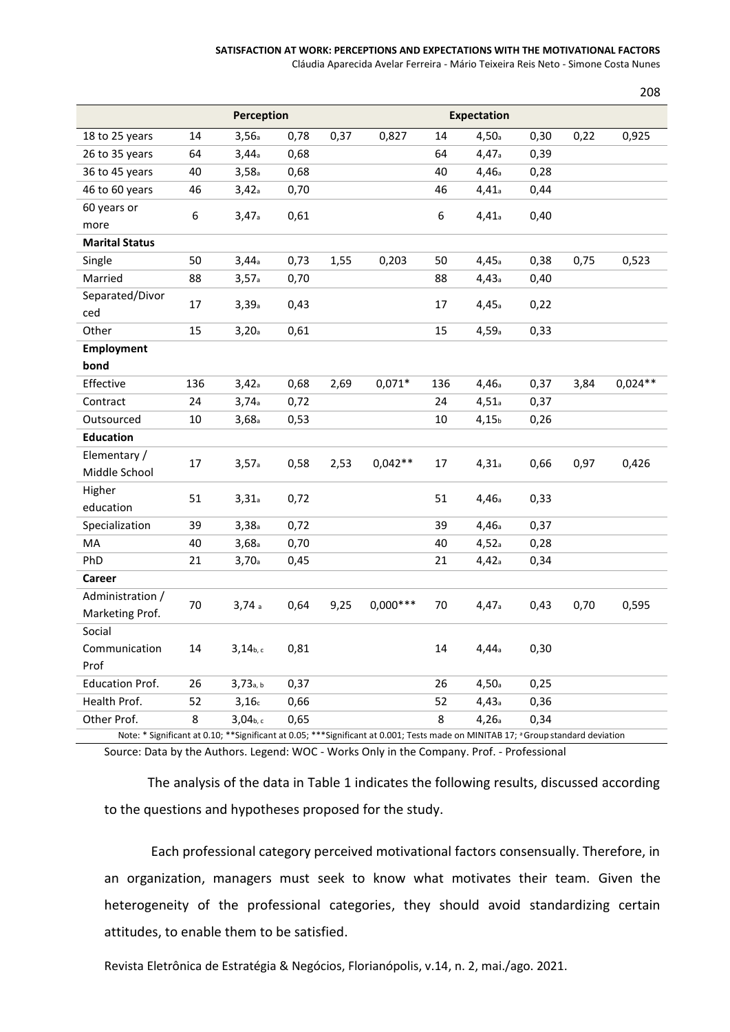| | Perception | | | | | Expectation | | | | |
|---|---|---|---|---|---|---|---|---|---|---|
| 18 to 25 years | 14 | 3,56a | 0,78 | 0,37 | 0,827 | 14 | 4,50a | 0,30 | 0,22 | 0,925 |
| 26 to 35 years | 64 | 3,44a | 0,68 | | | 64 | 4,47a | 0,39 | | |
| 36 to 45 years | 40 | 3,58a | 0,68 | | | 40 | 4,46a | 0,28 | | |
| 46 to 60 years | 46 | 3,42a | 0,70 | | | 46 | 4,41a | 0,44 | | |
| 60 years or more | 6 | 3,47a | 0,61 | | | 6 | 4,41a | 0,40 | | |
| **Marital Status** | | | | | | | | | | |
| Single | 50 | 3,44a | 0,73 | 1,55 | 0,203 | 50 | 4,45a | 0,38 | 0,75 | 0,523 |
| Married | 88 | 3,57a | 0,70 | | | 88 | 4,43a | 0,40 | | |
| Separated/Divorced | 17 | 3,39a | 0,43 | | | 17 | 4,45a | 0,22 | | |
| Other | 15 | 3,20a | 0,61 | | | 15 | 4,59a | 0,33 | | |
| **Employment bond** | | | | | | | | | | |
| Effective | 136 | 3,42a | 0,68 | 2,69 | 0,071* | 136 | 4,46a | 0,37 | 3,84 | 0,024** |
| Contract | 24 | 3,74a | 0,72 | | | 24 | 4,51a | 0,37 | | |
| Outsourced | 10 | 3,68a | 0,53 | | | 10 | 4,15b | 0,26 | | |
| **Education** | | | | | | | | | | |
| Elementary / Middle School | 17 | 3,57a | 0,58 | 2,53 | 0,042** | 17 | 4,31a | 0,66 | 0,97 | 0,426 |
| Higher education | 51 | 3,31a | 0,72 | | | 51 | 4,46a | 0,33 | | |
| Specialization | 39 | 3,38a | 0,72 | | | 39 | 4,46a | 0,37 | | |
| MA | 40 | 3,68a | 0,70 | | | 40 | 4,52a | 0,28 | | |
| PhD | 21 | 3,70a | 0,45 | | | 21 | 4,42a | 0,34 | | |
| **Career** | | | | | | | | | | |
| Administration / Marketing Prof. | 70 | 3,74 a | 0,64 | 9,25 | 0,000*** | 70 | 4,47a | 0,43 | 0,70 | 0,595 |
| Social Communication Prof | 14 | 3,14b, c | 0,81 | | | 14 | 4,44a | 0,30 | | |
| Education Prof. | 26 | 3,73a, b | 0,37 | | | 26 | 4,50a | 0,25 | | |
| Health Prof. | 52 | 3,16c | 0,66 | | | 52 | 4,43a | 0,36 | | |
| Other Prof. | 8 | 3,04b, c | 0,65 | | | 8 | 4,26a | 0,34 | | |

Note: * Significant at 0.10; **Significant at 0.05; ***Significant at 0.001; Tests made on MINITAB 17; [a] Group standard deviation

Source: Data by the Authors. Legend: WOC - Works Only in the Company. Prof. - Professional

The analysis of the data in Table 1 indicates the following results, discussed according to the questions and hypotheses proposed for the study.

Each professional category perceived motivational factors consensually. Therefore, in an organization, managers must seek to know what motivates their team. Given the heterogeneity of the professional categories, they should avoid standardizing certain attitudes, to enable them to be satisfied.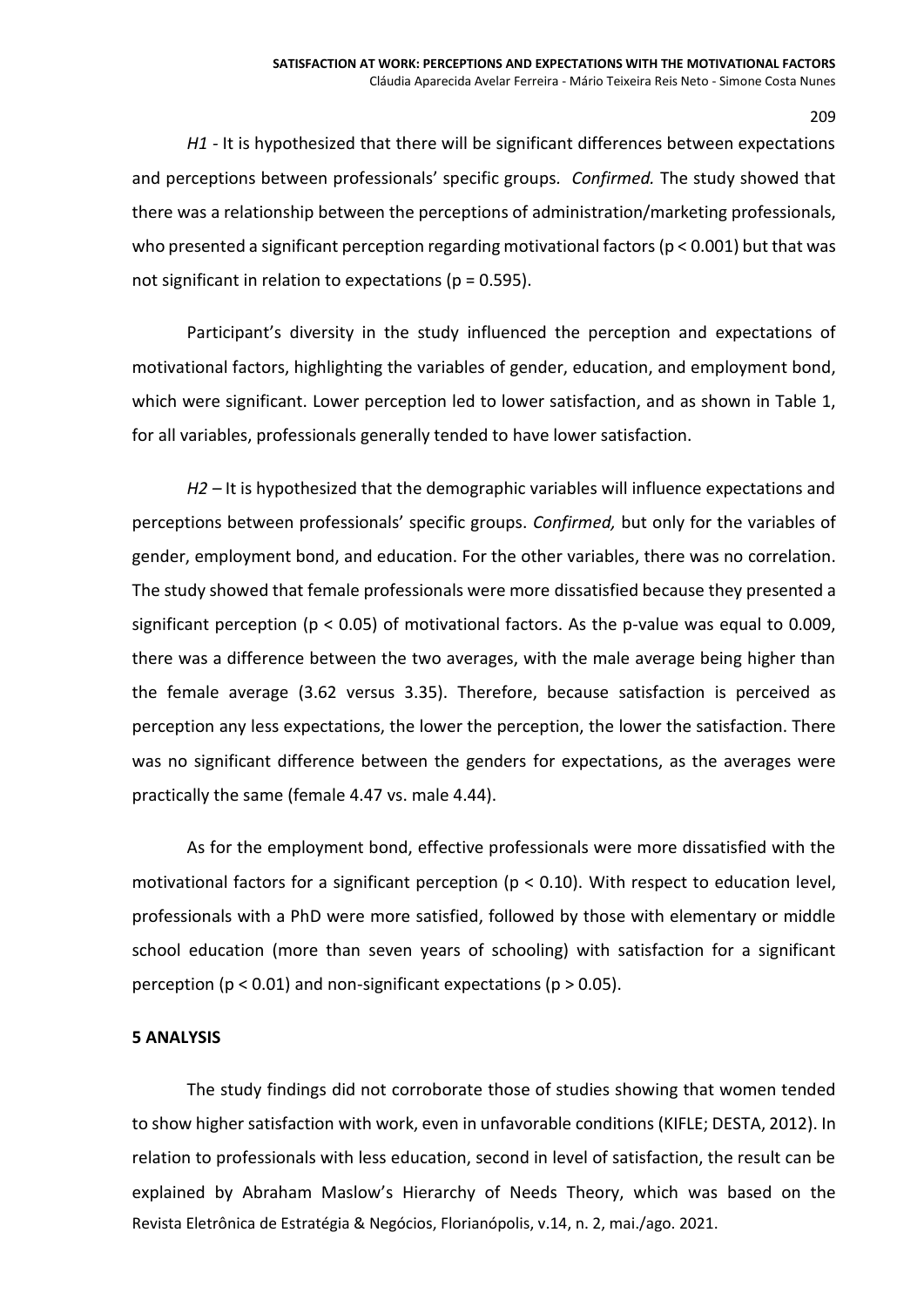*H1* - It is hypothesized that there will be significant differences between expectations and perceptions between professionals' specific groups. *Confirmed.* The study showed that there was a relationship between the perceptions of administration/marketing professionals, who presented a significant perception regarding motivational factors ($p < 0.001$) but that was not significant in relation to expectations ($p = 0.595$).

Participant's diversity in the study influenced the perception and expectations of motivational factors, highlighting the variables of gender, education, and employment bond, which were significant. Lower perception led to lower satisfaction, and as shown in Table 1, for all variables, professionals generally tended to have lower satisfaction.

*H2* – It is hypothesized that the demographic variables will influence expectations and perceptions between professionals' specific groups. *Confirmed,* but only for the variables of gender, employment bond, and education. For the other variables, there was no correlation. The study showed that female professionals were more dissatisfied because they presented a significant perception ($p < 0.05$) of motivational factors. As the p-value was equal to 0.009, there was a difference between the two averages, with the male average being higher than the female average (3.62 versus 3.35). Therefore, because satisfaction is perceived as perception any less expectations, the lower the perception, the lower the satisfaction. There was no significant difference between the genders for expectations, as the averages were practically the same (female 4.47 vs. male 4.44).

As for the employment bond, effective professionals were more dissatisfied with the motivational factors for a significant perception ($p < 0.10$). With respect to education level, professionals with a PhD were more satisfied, followed by those with elementary or middle school education (more than seven years of schooling) with satisfaction for a significant perception ($p < 0.01$) and non-significant expectations ($p > 0.05$).

## 5 ANALYSIS

The study findings did not corroborate those of studies showing that women tended to show higher satisfaction with work, even in unfavorable conditions (KIFLE; DESTA, 2012). In relation to professionals with less education, second in level of satisfaction, the result can be explained by Abraham Maslow's Hierarchy of Needs Theory, which was based on the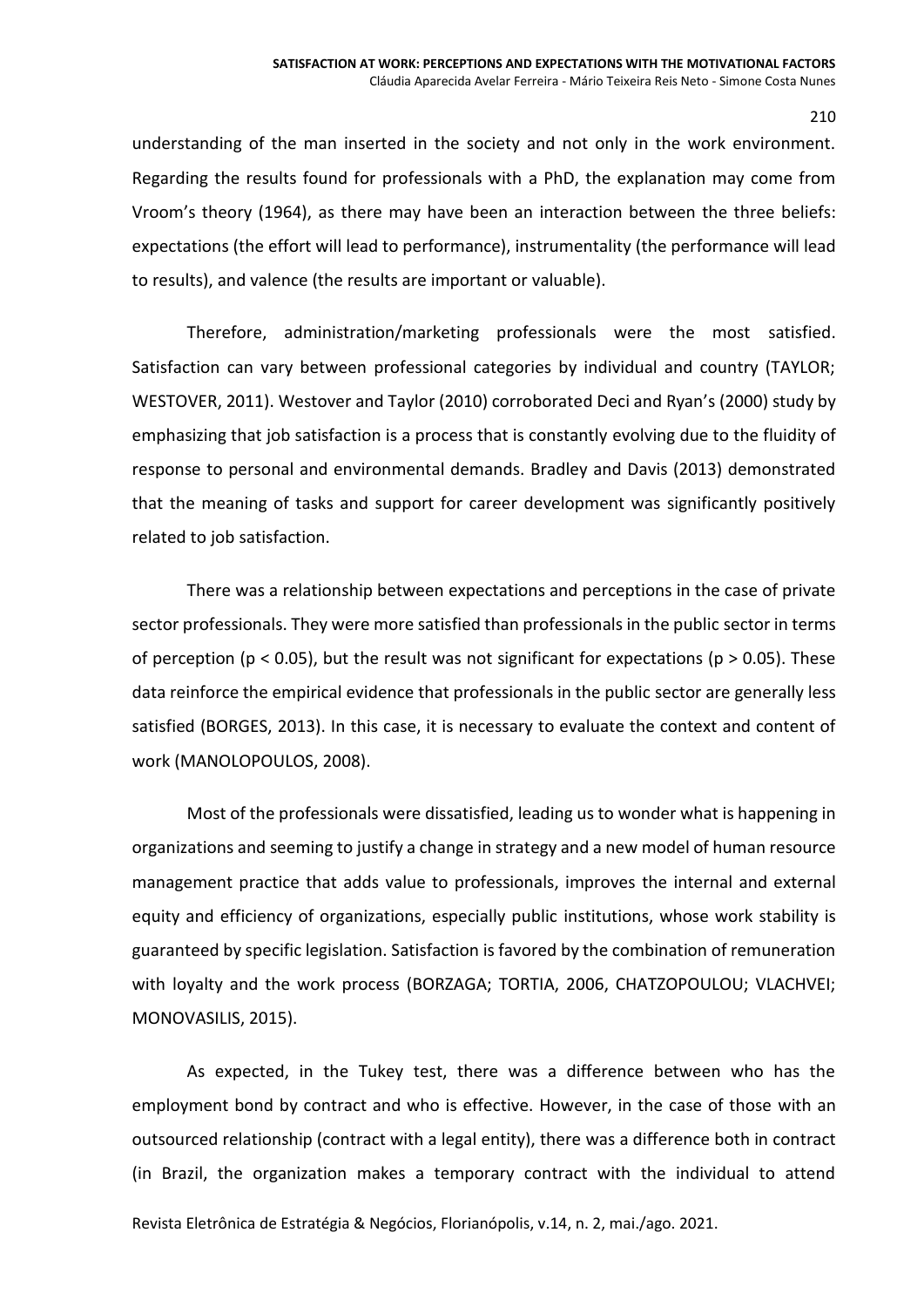understanding of the man inserted in the society and not only in the work environment. Regarding the results found for professionals with a PhD, the explanation may come from Vroom's theory (1964), as there may have been an interaction between the three beliefs: expectations (the effort will lead to performance), instrumentality (the performance will lead to results), and valence (the results are important or valuable).

Therefore, administration/marketing professionals were the most satisfied. Satisfaction can vary between professional categories by individual and country (TAYLOR; WESTOVER, 2011). Westover and Taylor (2010) corroborated Deci and Ryan's (2000) study by emphasizing that job satisfaction is a process that is constantly evolving due to the fluidity of response to personal and environmental demands. Bradley and Davis (2013) demonstrated that the meaning of tasks and support for career development was significantly positively related to job satisfaction.

There was a relationship between expectations and perceptions in the case of private sector professionals. They were more satisfied than professionals in the public sector in terms of perception ($p < 0.05$), but the result was not significant for expectations ($p > 0.05$). These data reinforce the empirical evidence that professionals in the public sector are generally less satisfied (BORGES, 2013). In this case, it is necessary to evaluate the context and content of work (MANOLOPOULOS, 2008).

Most of the professionals were dissatisfied, leading us to wonder what is happening in organizations and seeming to justify a change in strategy and a new model of human resource management practice that adds value to professionals, improves the internal and external equity and efficiency of organizations, especially public institutions, whose work stability is guaranteed by specific legislation. Satisfaction is favored by the combination of remuneration with loyalty and the work process (BORZAGA; TORTIA, 2006, CHATZOPOULOU; VLACHVEI; MONOVASILIS, 2015).

As expected, in the Tukey test, there was a difference between who has the employment bond by contract and who is effective. However, in the case of those with an outsourced relationship (contract with a legal entity), there was a difference both in contract (in Brazil, the organization makes a temporary contract with the individual to attend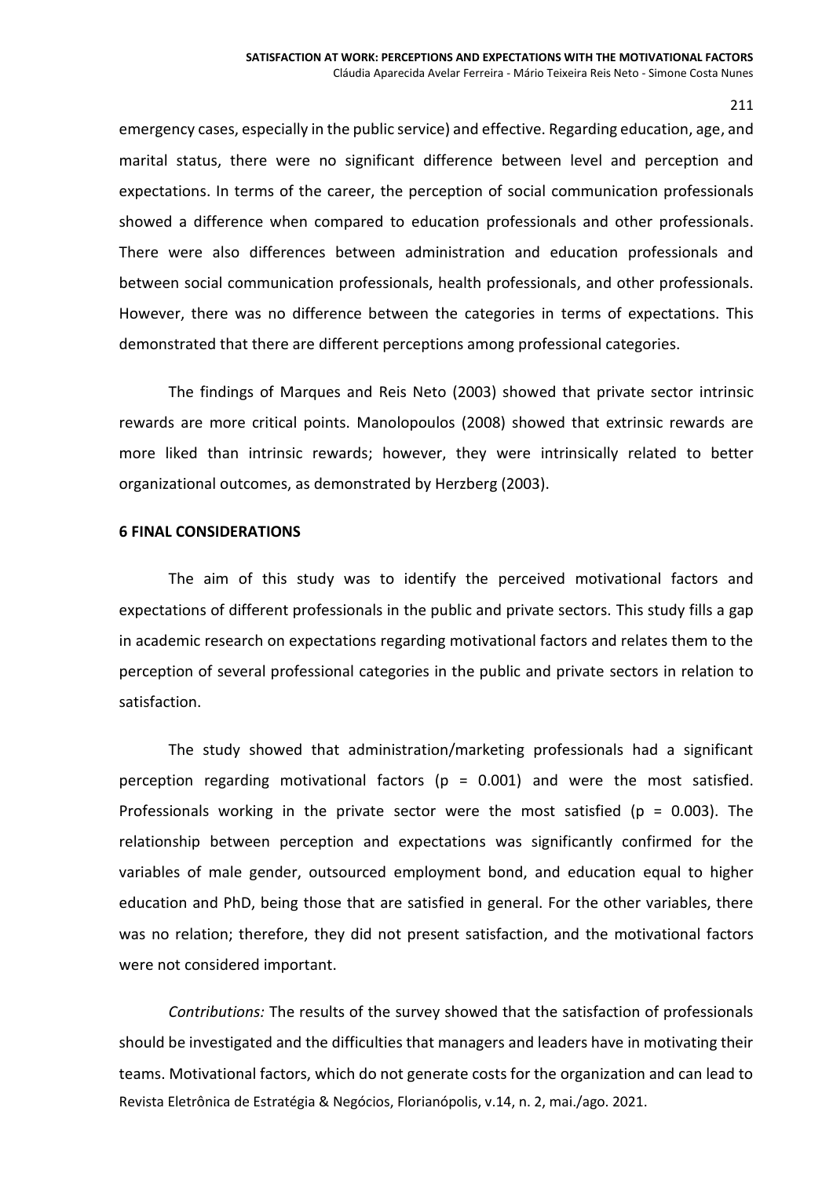emergency cases, especially in the public service) and effective. Regarding education, age, and marital status, there were no significant difference between level and perception and expectations. In terms of the career, the perception of social communication professionals showed a difference when compared to education professionals and other professionals. There were also differences between administration and education professionals and between social communication professionals, health professionals, and other professionals. However, there was no difference between the categories in terms of expectations. This demonstrated that there are different perceptions among professional categories.

The findings of Marques and Reis Neto (2003) showed that private sector intrinsic rewards are more critical points. Manolopoulos (2008) showed that extrinsic rewards are more liked than intrinsic rewards; however, they were intrinsically related to better organizational outcomes, as demonstrated by Herzberg (2003).

## 6 FINAL CONSIDERATIONS

The aim of this study was to identify the perceived motivational factors and expectations of different professionals in the public and private sectors. This study fills a gap in academic research on expectations regarding motivational factors and relates them to the perception of several professional categories in the public and private sectors in relation to satisfaction.

The study showed that administration/marketing professionals had a significant perception regarding motivational factors ($p = 0.001$) and were the most satisfied. Professionals working in the private sector were the most satisfied ($p = 0.003$). The relationship between perception and expectations was significantly confirmed for the variables of male gender, outsourced employment bond, and education equal to higher education and PhD, being those that are satisfied in general. For the other variables, there was no relation; therefore, they did not present satisfaction, and the motivational factors were not considered important.

*Contributions:* The results of the survey showed that the satisfaction of professionals should be investigated and the difficulties that managers and leaders have in motivating their teams. Motivational factors, which do not generate costs for the organization and can lead to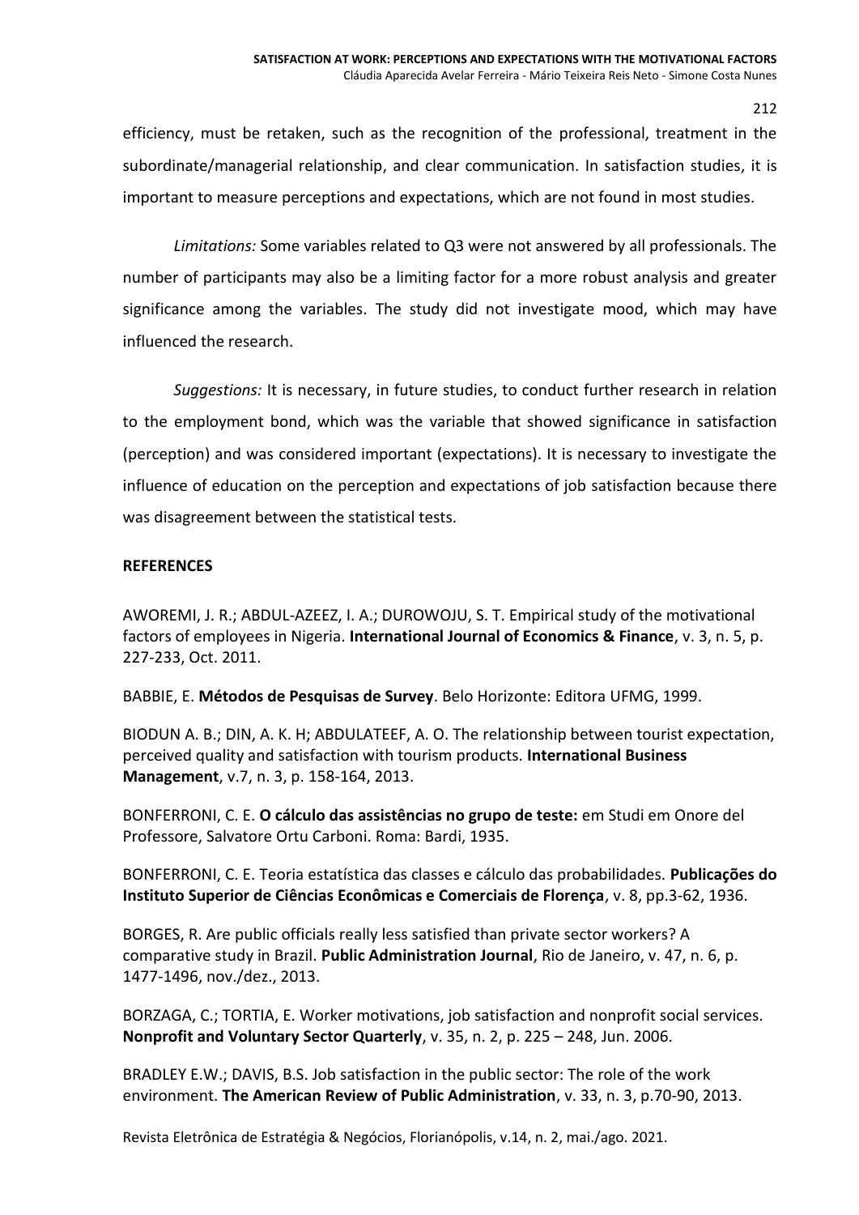efficiency, must be retaken, such as the recognition of the professional, treatment in the subordinate/managerial relationship, and clear communication. In satisfaction studies, it is important to measure perceptions and expectations, which are not found in most studies.

*Limitations:* Some variables related to Q3 were not answered by all professionals. The number of participants may also be a limiting factor for a more robust analysis and greater significance among the variables. The study did not investigate mood, which may have influenced the research.

*Suggestions:* It is necessary, in future studies, to conduct further research in relation to the employment bond, which was the variable that showed significance in satisfaction (perception) and was considered important (expectations). It is necessary to investigate the influence of education on the perception and expectations of job satisfaction because there was disagreement between the statistical tests.

## REFERENCES

AWOREMI, J. R.; ABDUL-AZEEZ, I. A.; DUROWOJU, S. T. Empirical study of the motivational factors of employees in Nigeria. **International Journal of Economics & Finance**, v. 3, n. 5, p. 227-233, Oct. 2011.

BABBIE, E. **Métodos de Pesquisas de Survey**. Belo Horizonte: Editora UFMG, 1999.

BIODUN A. B.; DIN, A. K. H; ABDULATEEF, A. O. The relationship between tourist expectation, perceived quality and satisfaction with tourism products. **International Business Management**, v.7, n. 3, p. 158-164, 2013.

BONFERRONI, C. E. **O cálculo das assistências no grupo de teste:** em Studi em Onore del Professore, Salvatore Ortu Carboni. Roma: Bardi, 1935.

BONFERRONI, C. E. Teoria estatística das classes e cálculo das probabilidades. **Publicações do Instituto Superior de Ciências Econômicas e Comerciais de Florença**, v. 8, pp.3-62, 1936.

BORGES, R. Are public officials really less satisfied than private sector workers? A comparative study in Brazil. **Public Administration Journal**, Rio de Janeiro, v. 47, n. 6, p. 1477-1496, nov./dez., 2013.

BORZAGA, C.; TORTIA, E. Worker motivations, job satisfaction and nonprofit social services. **Nonprofit and Voluntary Sector Quarterly**, v. 35, n. 2, p. 225 – 248, Jun. 2006.

BRADLEY E.W.; DAVIS, B.S. Job satisfaction in the public sector: The role of the work environment. **The American Review of Public Administration**, v. 33, n. 3, p.70-90, 2013.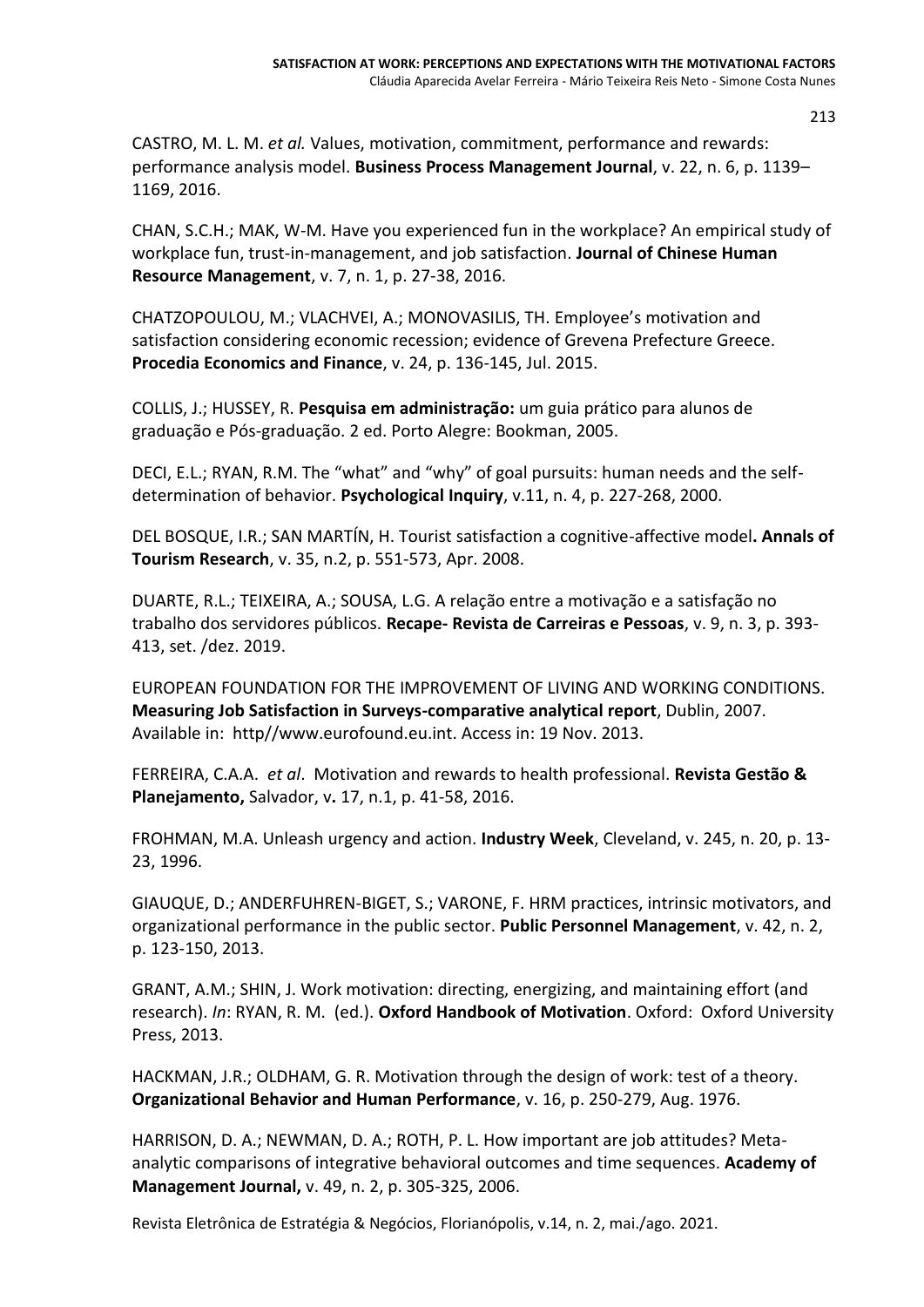CASTRO, M. L. M. *et al.* Values, motivation, commitment, performance and rewards: performance analysis model. **Business Process Management Journal**, v. 22, n. 6, p. 1139–1169, 2016.

CHAN, S.C.H.; MAK, W-M. Have you experienced fun in the workplace? An empirical study of workplace fun, trust-in-management, and job satisfaction. **Journal of Chinese Human Resource Management**, v. 7, n. 1, p. 27-38, 2016.

CHATZOPOULOU, M.; VLACHVEI, A.; MONOVASILIS, TH. Employee's motivation and satisfaction considering economic recession; evidence of Grevena Prefecture Greece. **Procedia Economics and Finance**, v. 24, p. 136-145, Jul. 2015.

COLLIS, J.; HUSSEY, R. **Pesquisa em administração:** um guia prático para alunos de graduação e Pós-graduação. 2 ed. Porto Alegre: Bookman, 2005.

DECI, E.L.; RYAN, R.M. The "what" and "why" of goal pursuits: human needs and the self-determination of behavior. **Psychological Inquiry**, v.11, n. 4, p. 227-268, 2000.

DEL BOSQUE, I.R.; SAN MARTÍN, H. Tourist satisfaction a cognitive-affective model**. Annals of Tourism Research**, v. 35, n.2, p. 551-573, Apr. 2008.

DUARTE, R.L.; TEIXEIRA, A.; SOUSA, L.G. A relação entre a motivação e a satisfação no trabalho dos servidores públicos. **Recape- Revista de Carreiras e Pessoas**, v. 9, n. 3, p. 393-413, set. /dez. 2019.

EUROPEAN FOUNDATION FOR THE IMPROVEMENT OF LIVING AND WORKING CONDITIONS. **Measuring Job Satisfaction in Surveys-comparative analytical report**, Dublin, 2007. Available in: http//www.eurofound.eu.int. Access in: 19 Nov. 2013.

FERREIRA, C.A.A. *et al*. Motivation and rewards to health professional. **Revista Gestão & Planejamento,** Salvador, v**.** 17, n.1, p. 41-58, 2016.

FROHMAN, M.A. Unleash urgency and action. **Industry Week**, Cleveland, v. 245, n. 20, p. 13-23, 1996.

GIAUQUE, D.; ANDERFUHREN-BIGET, S.; VARONE, F. HRM practices, intrinsic motivators, and organizational performance in the public sector. **Public Personnel Management**, v. 42, n. 2, p. 123-150, 2013.

GRANT, A.M.; SHIN, J. Work motivation: directing, energizing, and maintaining effort (and research). *In*: RYAN, R. M. (ed.). **Oxford Handbook of Motivation**. Oxford: Oxford University Press, 2013.

HACKMAN, J.R.; OLDHAM, G. R. Motivation through the design of work: test of a theory. **Organizational Behavior and Human Performance**, v. 16, p. 250-279, Aug. 1976.

HARRISON, D. A.; NEWMAN, D. A.; ROTH, P. L. How important are job attitudes? Meta-analytic comparisons of integrative behavioral outcomes and time sequences. **Academy of Management Journal,** v. 49, n. 2, p. 305-325, 2006.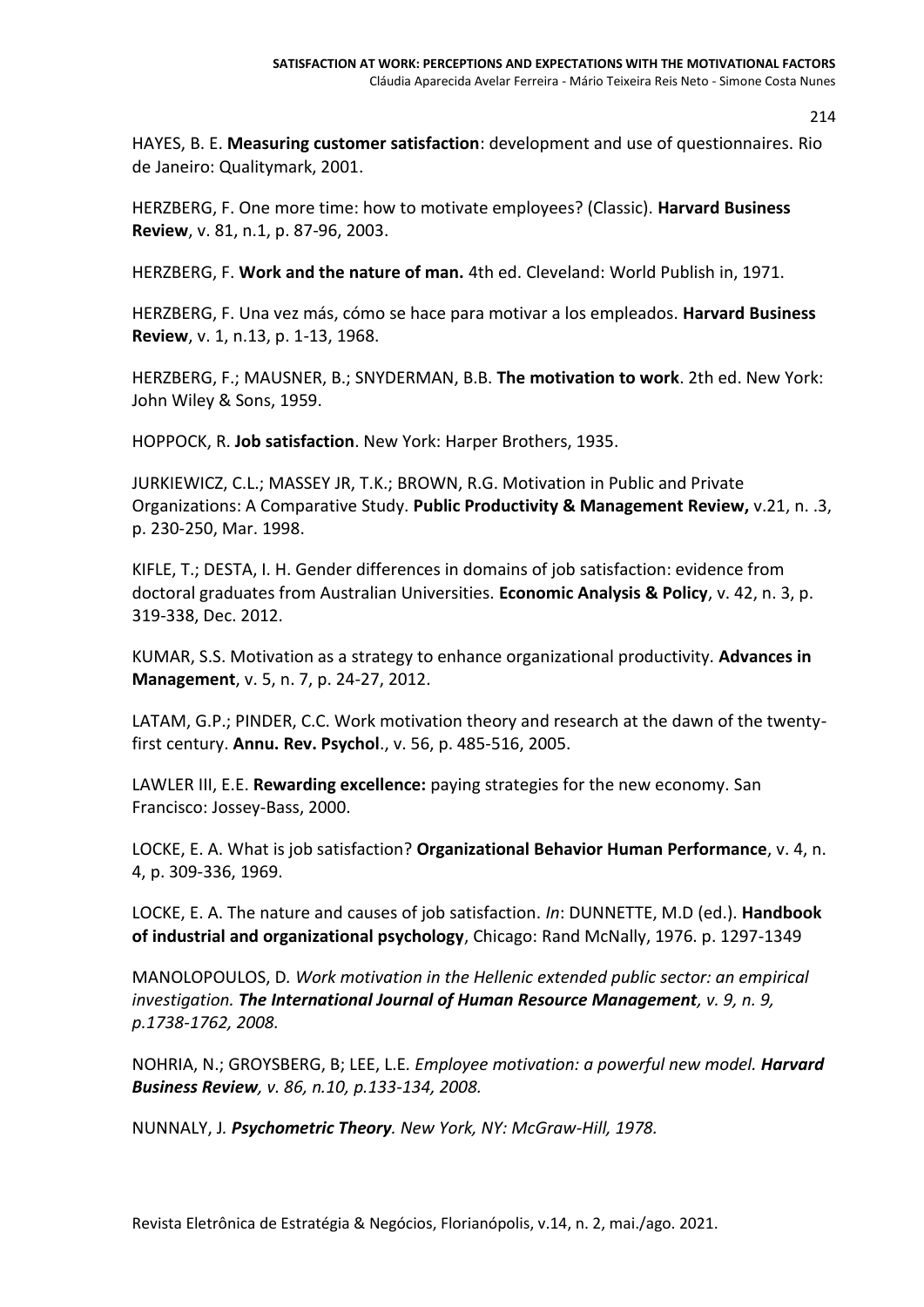HAYES, B. E. **Measuring customer satisfaction**: development and use of questionnaires. Rio de Janeiro: Qualitymark, 2001.

HERZBERG, F. One more time: how to motivate employees? (Classic). **Harvard Business Review**, v. 81, n.1, p. 87-96, 2003.

HERZBERG, F. **Work and the nature of man.** 4th ed. Cleveland: World Publish in, 1971.

HERZBERG, F. Una vez más, cómo se hace para motivar a los empleados. **Harvard Business Review**, v. 1, n.13, p. 1-13, 1968.

HERZBERG, F.; MAUSNER, B.; SNYDERMAN, B.B. **The motivation to work**. 2th ed. New York: John Wiley & Sons, 1959.

HOPPOCK, R. **Job satisfaction**. New York: Harper Brothers, 1935.

JURKIEWICZ, C.L.; MASSEY JR, T.K.; BROWN, R.G. Motivation in Public and Private Organizations: A Comparative Study. **Public Productivity & Management Review,** v.21, n. .3, p. 230-250, Mar. 1998.

KIFLE, T.; DESTA, I. H. Gender differences in domains of job satisfaction: evidence from doctoral graduates from Australian Universities. **Economic Analysis & Policy**, v. 42, n. 3, p. 319-338, Dec. 2012.

KUMAR, S.S. Motivation as a strategy to enhance organizational productivity. **Advances in Management**, v. 5, n. 7, p. 24-27, 2012.

LATAM, G.P.; PINDER, C.C. Work motivation theory and research at the dawn of the twenty-first century. **Annu. Rev. Psychol**., v. 56, p. 485-516, 2005.

LAWLER III, E.E. **Rewarding excellence:** paying strategies for the new economy. San Francisco: Jossey-Bass, 2000.

LOCKE, E. A. What is job satisfaction? **Organizational Behavior Human Performance**, v. 4, n. 4, p. 309-336, 1969.

LOCKE, E. A. The nature and causes of job satisfaction. *In*: DUNNETTE, M.D (ed.). **Handbook of industrial and organizational psychology**, Chicago: Rand McNally, 1976. p. 1297-1349

MANOLOPOULOS, D*. Work motivation in the Hellenic extended public sector: an empirical investigation.* ***The International Journal of Human Resource Management****, v. 9, n. 9, p.1738-1762, 2008.*

NOHRIA, N.; GROYSBERG, B; LEE, L.E*. Employee motivation: a powerful new model.* ***Harvard Business Review****, v. 86, n.10, p.133-134, 2008.*

NUNNALY, J*.* ***Psychometric Theory****. New York, NY: McGraw-Hill, 1978.*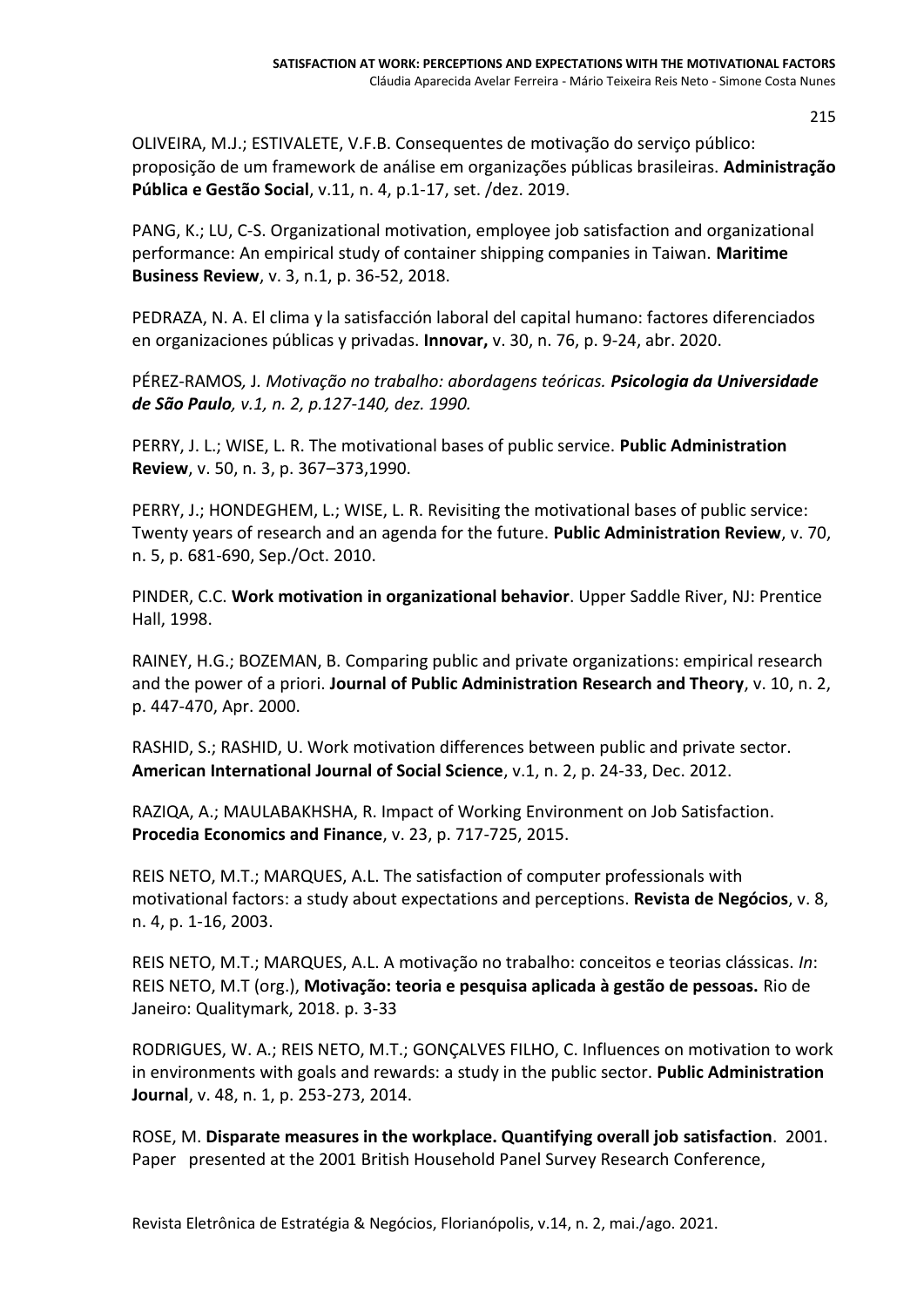OLIVEIRA, M.J.; ESTIVALETE, V.F.B. Consequentes de motivação do serviço público: proposição de um framework de análise em organizações públicas brasileiras. **Administração Pública e Gestão Social**, v.11, n. 4, p.1-17, set. /dez. 2019.

PANG, K.; LU, C-S. Organizational motivation, employee job satisfaction and organizational performance: An empirical study of container shipping companies in Taiwan. **Maritime Business Review**, v. 3, n.1, p. 36-52, 2018.

PEDRAZA, N. A. El clima y la satisfacción laboral del capital humano: factores diferenciados en organizaciones públicas y privadas. **Innovar,** v. 30, n. 76, p. 9-24, abr. 2020.

PÉREZ-RAMOS, J. *Motivação no trabalho: abordagens teóricas.* ***Psicologia da Universidade de São Paulo****, v.1, n. 2, p.127-140, dez. 1990.*

PERRY, J. L.; WISE, L. R. The motivational bases of public service. **Public Administration Review**, v. 50, n. 3, p. 367–373,1990.

PERRY, J.; HONDEGHEM, L.; WISE, L. R. Revisiting the motivational bases of public service: Twenty years of research and an agenda for the future. **Public Administration Review**, v. 70, n. 5, p. 681-690, Sep./Oct. 2010.

PINDER, C.C. **Work motivation in organizational behavior**. Upper Saddle River, NJ: Prentice Hall, 1998.

RAINEY, H.G.; BOZEMAN, B. Comparing public and private organizations: empirical research and the power of a priori. **Journal of Public Administration Research and Theory**, v. 10, n. 2, p. 447-470, Apr. 2000.

RASHID, S.; RASHID, U. Work motivation differences between public and private sector. **American International Journal of Social Science**, v.1, n. 2, p. 24-33, Dec. 2012.

RAZIQA, A.; MAULABAKHSHA, R. Impact of Working Environment on Job Satisfaction. **Procedia Economics and Finance**, v. 23, p. 717-725, 2015.

REIS NETO, M.T.; MARQUES, A.L. The satisfaction of computer professionals with motivational factors: a study about expectations and perceptions. **Revista de Negócios**, v. 8, n. 4, p. 1-16, 2003.

REIS NETO, M.T.; MARQUES, A.L. A motivação no trabalho: conceitos e teorias clássicas. *In*: REIS NETO, M.T (org.), **Motivação: teoria e pesquisa aplicada à gestão de pessoas.** Rio de Janeiro: Qualitymark, 2018. p. 3-33

RODRIGUES, W. A.; REIS NETO, M.T.; GONÇALVES FILHO, C. Influences on motivation to work in environments with goals and rewards: a study in the public sector. **Public Administration Journal**, v. 48, n. 1, p. 253-273, 2014.

ROSE, M. **Disparate measures in the workplace. Quantifying overall job satisfaction**. 2001. Paper presented at the 2001 British Household Panel Survey Research Conference,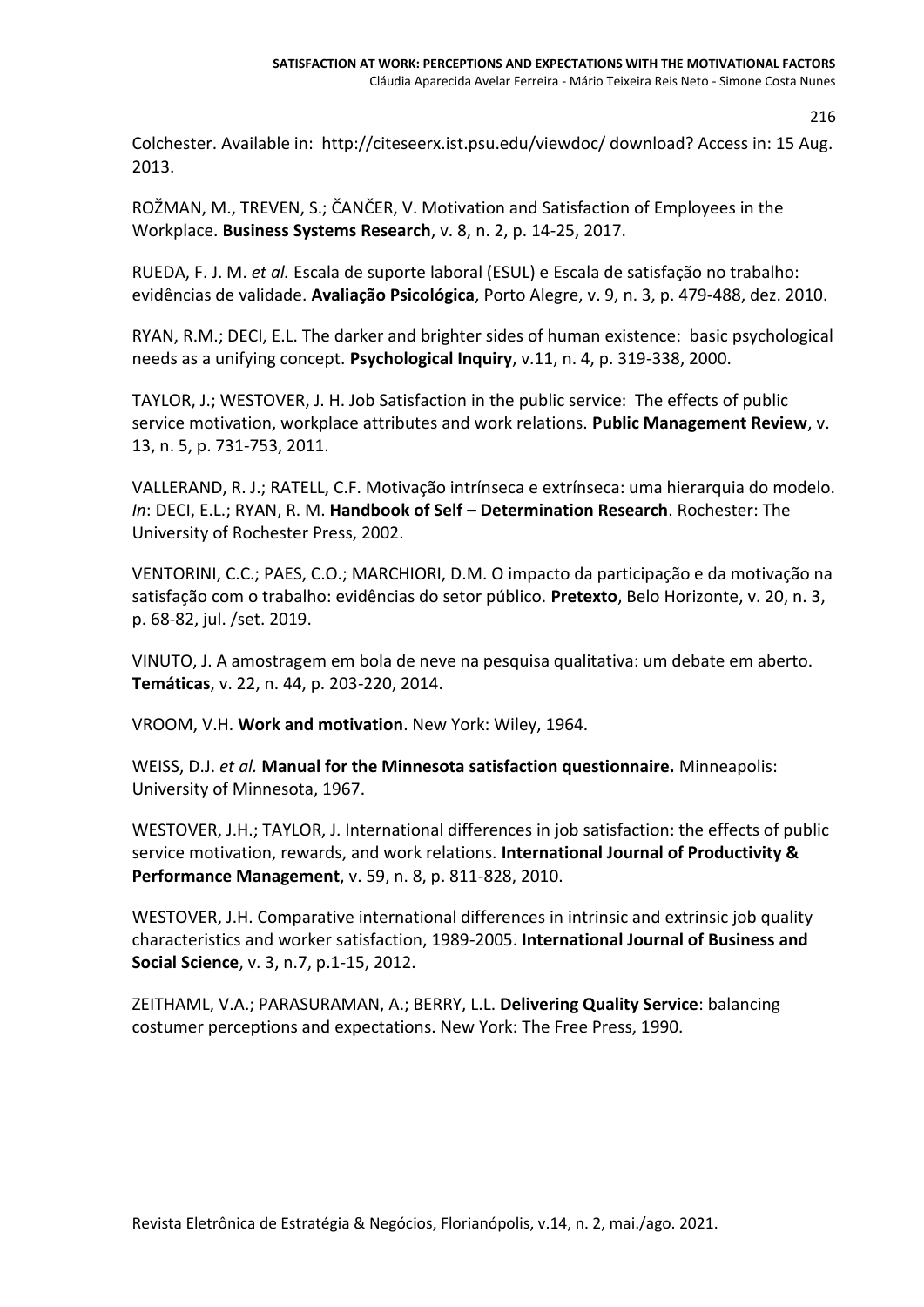Colchester. Available in: http://citeseerx.ist.psu.edu/viewdoc/ download? Access in: 15 Aug. 2013.

ROŽMAN, M., TREVEN, S.; ČANČER, V. Motivation and Satisfaction of Employees in the Workplace. **Business Systems Research**, v. 8, n. 2, p. 14-25, 2017.

RUEDA, F. J. M. *et al.* Escala de suporte laboral (ESUL) e Escala de satisfação no trabalho: evidências de validade. **Avaliação Psicológica**, Porto Alegre, v. 9, n. 3, p. 479-488, dez. 2010.

RYAN, R.M.; DECI, E.L. The darker and brighter sides of human existence: basic psychological needs as a unifying concept. **Psychological Inquiry**, v.11, n. 4, p. 319-338, 2000.

TAYLOR, J.; WESTOVER, J. H. Job Satisfaction in the public service: The effects of public service motivation, workplace attributes and work relations. **Public Management Review**, v. 13, n. 5, p. 731-753, 2011.

VALLERAND, R. J.; RATELL, C.F. Motivação intrínseca e extrínseca: uma hierarquia do modelo. *In*: DECI, E.L.; RYAN, R. M. **Handbook of Self – Determination Research**. Rochester: The University of Rochester Press, 2002.

VENTORINI, C.C.; PAES, C.O.; MARCHIORI, D.M. O impacto da participação e da motivação na satisfação com o trabalho: evidências do setor público. **Pretexto**, Belo Horizonte, v. 20, n. 3, p. 68-82, jul. /set. 2019.

VINUTO, J. A amostragem em bola de neve na pesquisa qualitativa: um debate em aberto. **Temáticas**, v. 22, n. 44, p. 203-220, 2014.

VROOM, V.H. **Work and motivation**. New York: Wiley, 1964.

WEISS, D.J. *et al.* **Manual for the Minnesota satisfaction questionnaire.** Minneapolis: University of Minnesota, 1967.

WESTOVER, J.H.; TAYLOR, J. International differences in job satisfaction: the effects of public service motivation, rewards, and work relations. **International Journal of Productivity & Performance Management**, v. 59, n. 8, p. 811-828, 2010.

WESTOVER, J.H. Comparative international differences in intrinsic and extrinsic job quality characteristics and worker satisfaction, 1989-2005. **International Journal of Business and Social Science**, v. 3, n.7, p.1-15, 2012.

ZEITHAML, V.A.; PARASURAMAN, A.; BERRY, L.L. **Delivering Quality Service**: balancing costumer perceptions and expectations. New York: The Free Press, 1990.